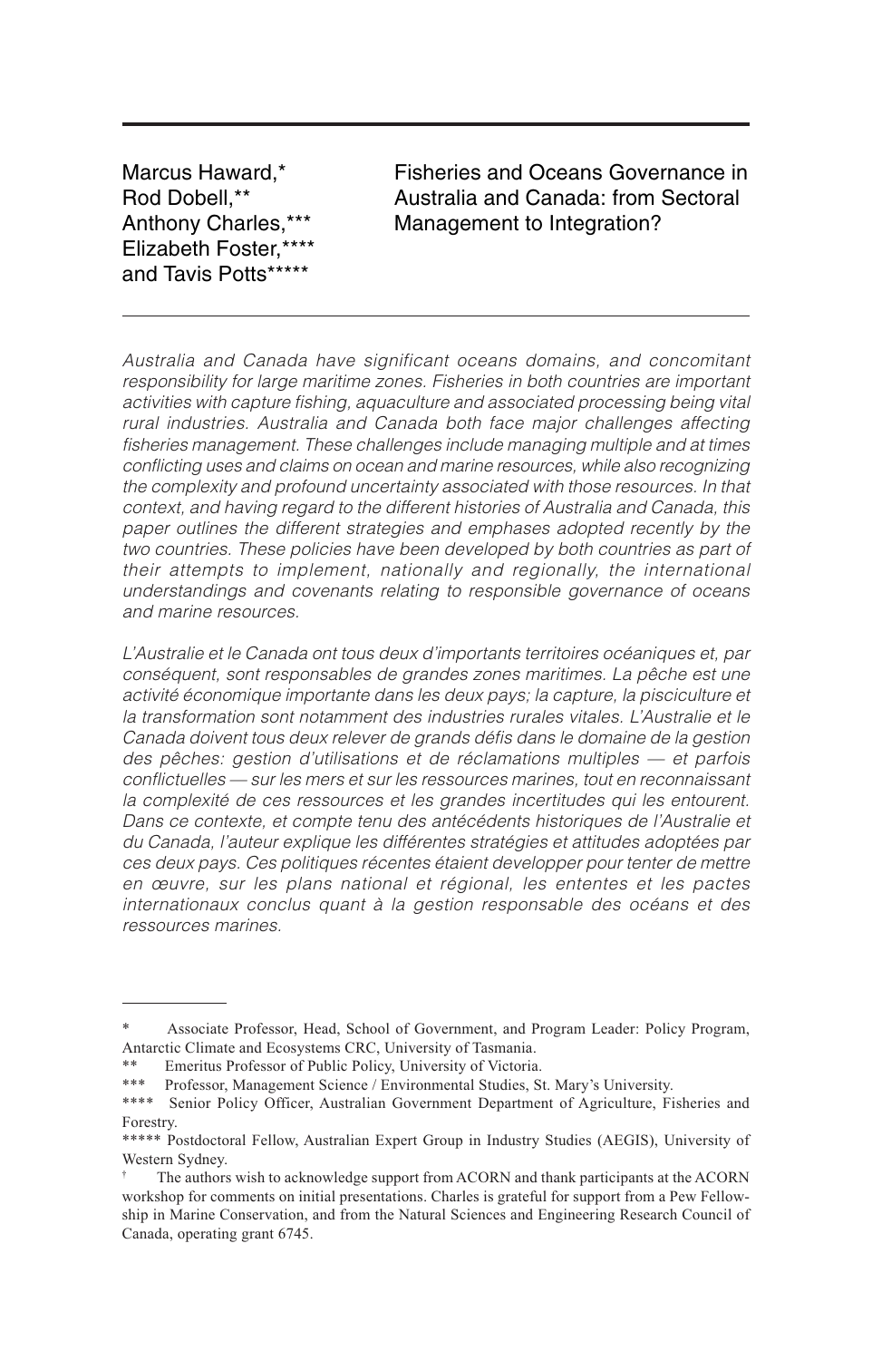Marcus Haward,*
Rod Dobell,**
Anthony Charles,***
Elizabeth Foster,****
and Tavis Potts*****

# Fisheries and Oceans Governance in Australia and Canada: from Sectoral Management to Integration?

*Australia and Canada have significant oceans domains, and concomitant responsibility for large maritime zones. Fisheries in both countries are important activities with capture fishing, aquaculture and associated processing being vital rural industries. Australia and Canada both face major challenges affecting fisheries management. These challenges include managing multiple and at times conflicting uses and claims on ocean and marine resources, while also recognizing the complexity and profound uncertainty associated with those resources. In that context, and having regard to the different histories of Australia and Canada, this paper outlines the different strategies and emphases adopted recently by the two countries. These policies have been developed by both countries as part of their attempts to implement, nationally and regionally, the international understandings and covenants relating to responsible governance of oceans and marine resources.*

*L'Australie et le Canada ont tous deux d'importants territoires océaniques et, par conséquent, sont responsables de grandes zones maritimes. La pêche est une activité économique importante dans les deux pays; la capture, la pisciculture et la transformation sont notamment des industries rurales vitales. L'Australie et le Canada doivent tous deux relever de grands défis dans le domaine de la gestion des pêches: gestion d'utilisations et de réclamations multiples — et parfois conflictuelles — sur les mers et sur les ressources marines, tout en reconnaissant la complexité de ces ressources et les grandes incertitudes qui les entourent. Dans ce contexte, et compte tenu des antécédents historiques de l'Australie et du Canada, l'auteur explique les différentes stratégies et attitudes adoptées par ces deux pays. Ces politiques récentes étaient developper pour tenter de mettre en œuvre, sur les plans national et régional, les ententes et les pactes internationaux conclus quant à la gestion responsable des océans et des ressources marines.*

---

\* Associate Professor, Head, School of Government, and Program Leader: Policy Program, Antarctic Climate and Ecosystems CRC, University of Tasmania.

\** Emeritus Professor of Public Policy, University of Victoria.

\*** Professor, Management Science / Environmental Studies, St. Mary's University.

\**** Senior Policy Officer, Australian Government Department of Agriculture, Fisheries and Forestry.

\***** Postdoctoral Fellow, Australian Expert Group in Industry Studies (AEGIS), University of Western Sydney.

† The authors wish to acknowledge support from ACORN and thank participants at the ACORN workshop for comments on initial presentations. Charles is grateful for support from a Pew Fellowship in Marine Conservation, and from the Natural Sciences and Engineering Research Council of Canada, operating grant 6745.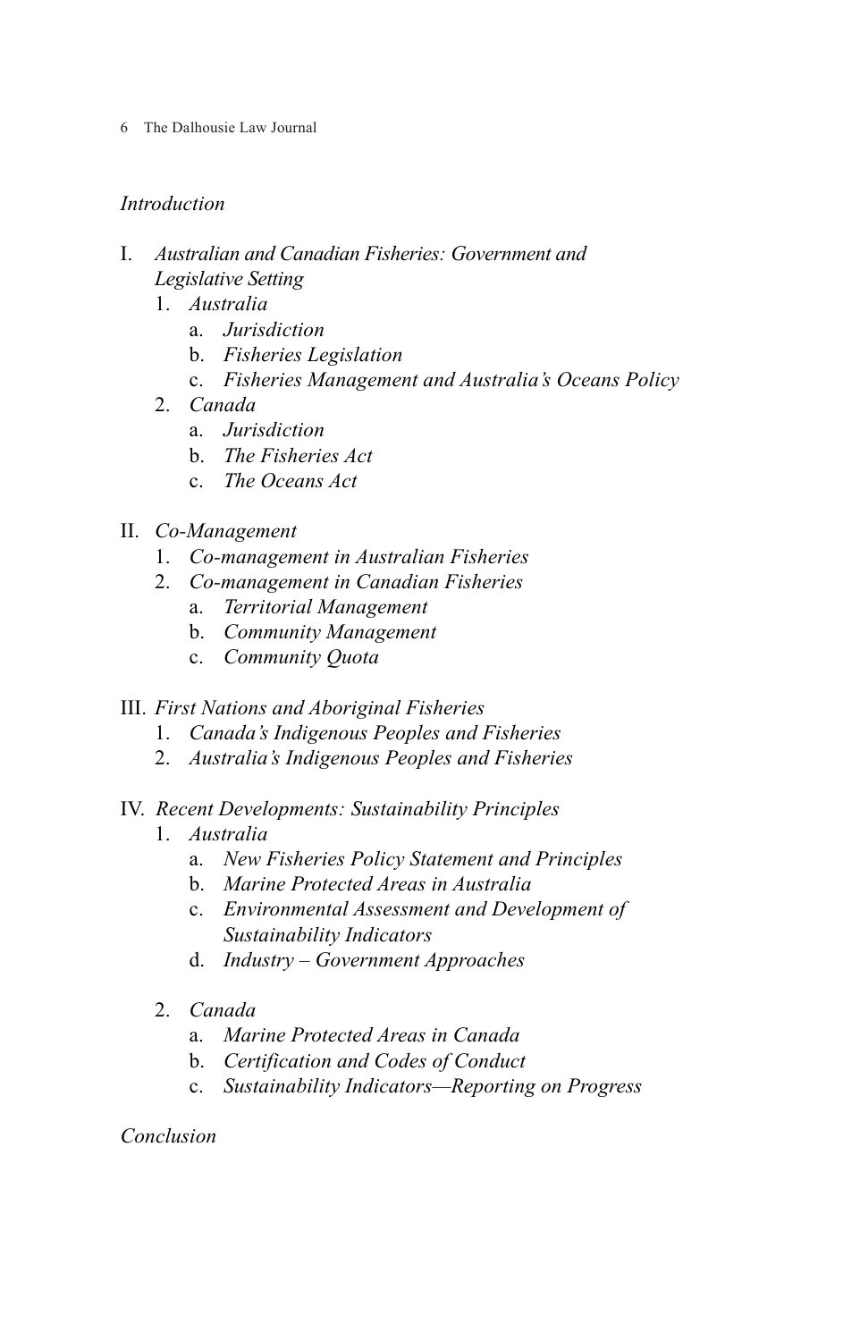*Introduction*

I. *Australian and Canadian Fisheries: Government and Legislative Setting*
   1. *Australia*
      a. *Jurisdiction*
      b. *Fisheries Legislation*
      c. *Fisheries Management and Australia's Oceans Policy*
   2. *Canada*
      a. *Jurisdiction*
      b. *The Fisheries Act*
      c. *The Oceans Act*

II. *Co-Management*
   1. *Co-management in Australian Fisheries*
   2. *Co-management in Canadian Fisheries*
      a. *Territorial Management*
      b. *Community Management*
      c. *Community Quota*

III. *First Nations and Aboriginal Fisheries*
   1. *Canada's Indigenous Peoples and Fisheries*
   2. *Australia's Indigenous Peoples and Fisheries*

IV. *Recent Developments: Sustainability Principles*
   1. *Australia*
      a. *New Fisheries Policy Statement and Principles*
      b. *Marine Protected Areas in Australia*
      c. *Environmental Assessment and Development of Sustainability Indicators*
      d. *Industry – Government Approaches*
   2. *Canada*
      a. *Marine Protected Areas in Canada*
      b. *Certification and Codes of Conduct*
      c. *Sustainability Indicators—Reporting on Progress*

*Conclusion*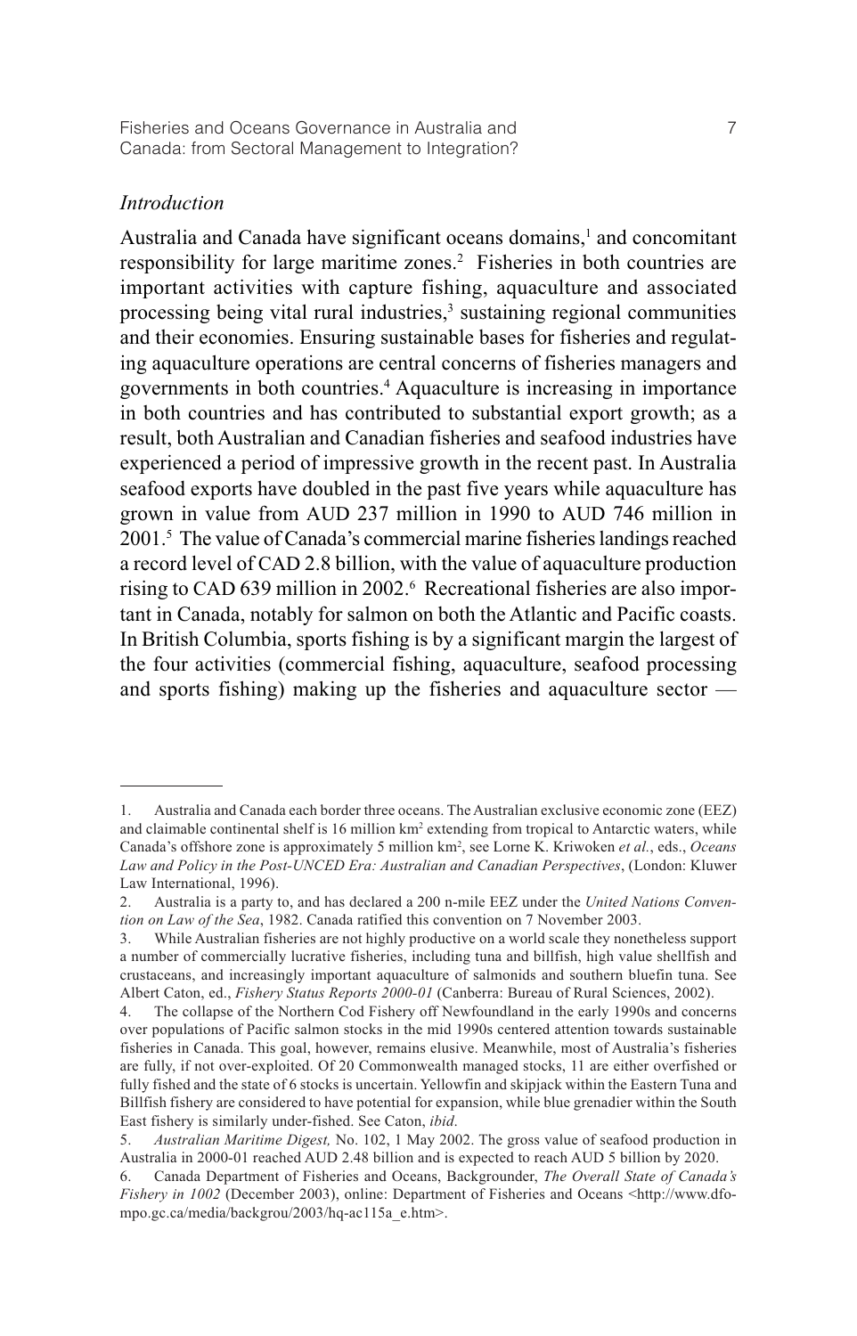## *Introduction*

Australia and Canada have significant oceans domains,[1] and concomitant responsibility for large maritime zones.[2] Fisheries in both countries are important activities with capture fishing, aquaculture and associated processing being vital rural industries,[3] sustaining regional communities and their economies. Ensuring sustainable bases for fisheries and regulating aquaculture operations are central concerns of fisheries managers and governments in both countries.[4] Aquaculture is increasing in importance in both countries and has contributed to substantial export growth; as a result, both Australian and Canadian fisheries and seafood industries have experienced a period of impressive growth in the recent past. In Australia seafood exports have doubled in the past five years while aquaculture has grown in value from AUD 237 million in 1990 to AUD 746 million in 2001.[5] The value of Canada's commercial marine fisheries landings reached a record level of CAD 2.8 billion, with the value of aquaculture production rising to CAD 639 million in 2002.[6] Recreational fisheries are also important in Canada, notably for salmon on both the Atlantic and Pacific coasts. In British Columbia, sports fishing is by a significant margin the largest of the four activities (commercial fishing, aquaculture, seafood processing and sports fishing) making up the fisheries and aquaculture sector —

---

1. Australia and Canada each border three oceans. The Australian exclusive economic zone (EEZ) and claimable continental shelf is 16 million km$^2$ extending from tropical to Antarctic waters, while Canada's offshore zone is approximately 5 million km$^2$, see Lorne K. Kriwoken *et al.*, eds., *Oceans Law and Policy in the Post-UNCED Era: Australian and Canadian Perspectives*, (London: Kluwer Law International, 1996).
2. Australia is a party to, and has declared a 200 n-mile EEZ under the *United Nations Convention on Law of the Sea*, 1982. Canada ratified this convention on 7 November 2003.
3. While Australian fisheries are not highly productive on a world scale they nonetheless support a number of commercially lucrative fisheries, including tuna and billfish, high value shellfish and crustaceans, and increasingly important aquaculture of salmonids and southern bluefin tuna. See Albert Caton, ed., *Fishery Status Reports 2000-01* (Canberra: Bureau of Rural Sciences, 2002).
4. The collapse of the Northern Cod Fishery off Newfoundland in the early 1990s and concerns over populations of Pacific salmon stocks in the mid 1990s centered attention towards sustainable fisheries in Canada. This goal, however, remains elusive. Meanwhile, most of Australia's fisheries are fully, if not over-exploited. Of 20 Commonwealth managed stocks, 11 are either overfished or fully fished and the state of 6 stocks is uncertain. Yellowfin and skipjack within the Eastern Tuna and Billfish fishery are considered to have potential for expansion, while blue grenadier within the South East fishery is similarly under-fished. See Caton, *ibid*.
5. *Australian Maritime Digest,* No. 102, 1 May 2002. The gross value of seafood production in Australia in 2000-01 reached AUD 2.48 billion and is expected to reach AUD 5 billion by 2020.
6. Canada Department of Fisheries and Oceans, Backgrounder, *The Overall State of Canada's Fishery in 1002* (December 2003), online: Department of Fisheries and Oceans <http://www.dfo-mpo.gc.ca/media/backgrou/2003/hq-ac115a_e.htm>.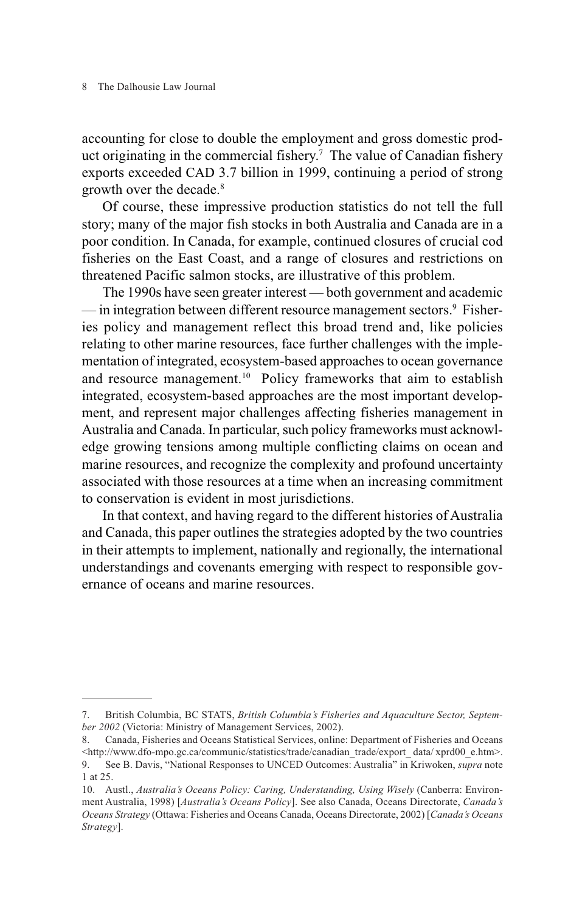accounting for close to double the employment and gross domestic product originating in the commercial fishery.[7] The value of Canadian fishery exports exceeded CAD 3.7 billion in 1999, continuing a period of strong growth over the decade.[8]

Of course, these impressive production statistics do not tell the full story; many of the major fish stocks in both Australia and Canada are in a poor condition. In Canada, for example, continued closures of crucial cod fisheries on the East Coast, and a range of closures and restrictions on threatened Pacific salmon stocks, are illustrative of this problem.

The 1990s have seen greater interest — both government and academic — in integration between different resource management sectors.[9] Fisheries policy and management reflect this broad trend and, like policies relating to other marine resources, face further challenges with the implementation of integrated, ecosystem-based approaches to ocean governance and resource management.[10] Policy frameworks that aim to establish integrated, ecosystem-based approaches are the most important development, and represent major challenges affecting fisheries management in Australia and Canada. In particular, such policy frameworks must acknowledge growing tensions among multiple conflicting claims on ocean and marine resources, and recognize the complexity and profound uncertainty associated with those resources at a time when an increasing commitment to conservation is evident in most jurisdictions.

In that context, and having regard to the different histories of Australia and Canada, this paper outlines the strategies adopted by the two countries in their attempts to implement, nationally and regionally, the international understandings and covenants emerging with respect to responsible governance of oceans and marine resources.

---

7. British Columbia, BC STATS, *British Columbia's Fisheries and Aquaculture Sector, September 2002* (Victoria: Ministry of Management Services, 2002).

8. Canada, Fisheries and Oceans Statistical Services, online: Department of Fisheries and Oceans <http://www.dfo-mpo.gc.ca/communic/statistics/trade/canadian_trade/export_ data/ xprd00_e.htm>.

9. See B. Davis, "National Responses to UNCED Outcomes: Australia" in Kriwoken, *supra* note 1 at 25.

10. Austl., *Australia's Oceans Policy: Caring, Understanding, Using Wisely* (Canberra: Environment Australia, 1998) [*Australia's Oceans Policy*]. See also Canada, Oceans Directorate, *Canada's Oceans Strategy* (Ottawa: Fisheries and Oceans Canada, Oceans Directorate, 2002) [*Canada's Oceans Strategy*].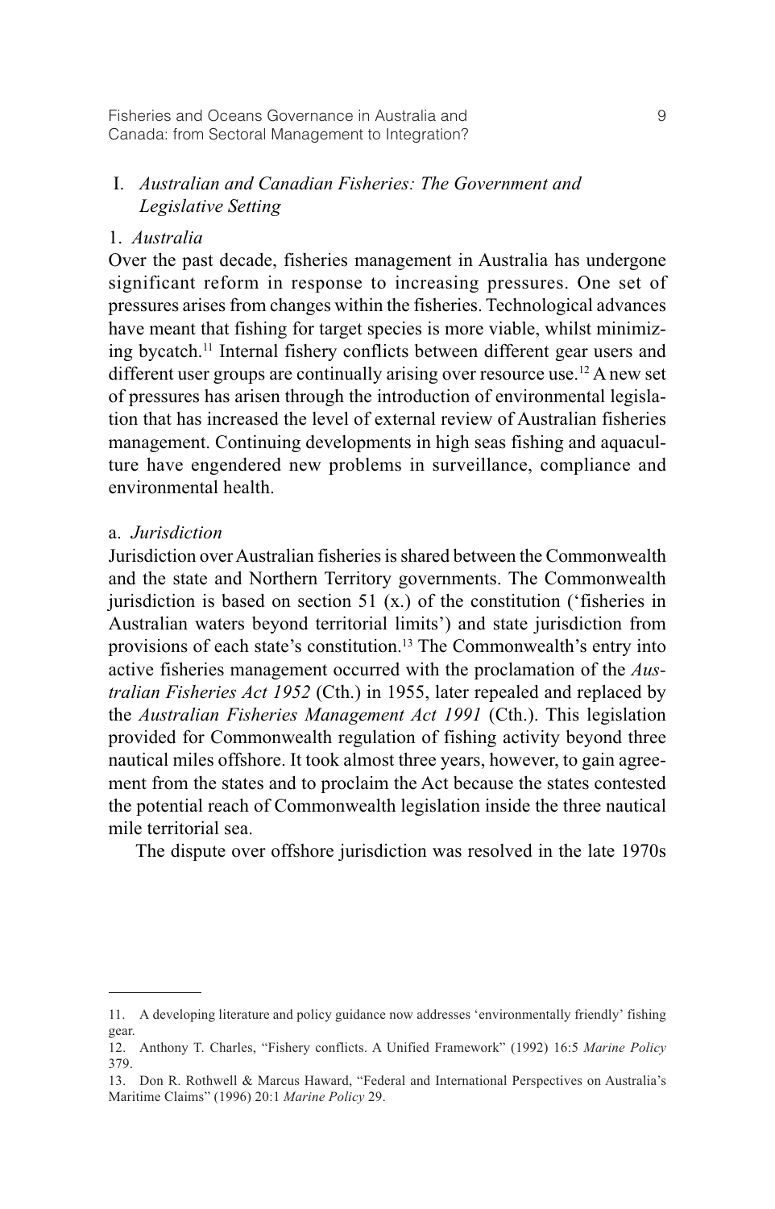## I. *Australian and Canadian Fisheries: The Government and Legislative Setting*

### 1. *Australia*

Over the past decade, fisheries management in Australia has undergone significant reform in response to increasing pressures. One set of pressures arises from changes within the fisheries. Technological advances have meant that fishing for target species is more viable, whilst minimizing bycatch.[11] Internal fishery conflicts between different gear users and different user groups are continually arising over resource use.[12] A new set of pressures has arisen through the introduction of environmental legislation that has increased the level of external review of Australian fisheries management. Continuing developments in high seas fishing and aquaculture have engendered new problems in surveillance, compliance and environmental health.

#### a. *Jurisdiction*

Jurisdiction over Australian fisheries is shared between the Commonwealth and the state and Northern Territory governments. The Commonwealth jurisdiction is based on section 51 (x.) of the constitution ('fisheries in Australian waters beyond territorial limits') and state jurisdiction from provisions of each state's constitution.[13] The Commonwealth's entry into active fisheries management occurred with the proclamation of the *Australian Fisheries Act 1952* (Cth.) in 1955, later repealed and replaced by the *Australian Fisheries Management Act 1991* (Cth.). This legislation provided for Commonwealth regulation of fishing activity beyond three nautical miles offshore. It took almost three years, however, to gain agreement from the states and to proclaim the Act because the states contested the potential reach of Commonwealth legislation inside the three nautical mile territorial sea.

The dispute over offshore jurisdiction was resolved in the late 1970s

---

11. A developing literature and policy guidance now addresses 'environmentally friendly' fishing gear.

12. Anthony T. Charles, "Fishery conflicts. A Unified Framework" (1992) 16:5 *Marine Policy* 379.

13. Don R. Rothwell & Marcus Haward, "Federal and International Perspectives on Australia's Maritime Claims" (1996) 20:1 *Marine Policy* 29.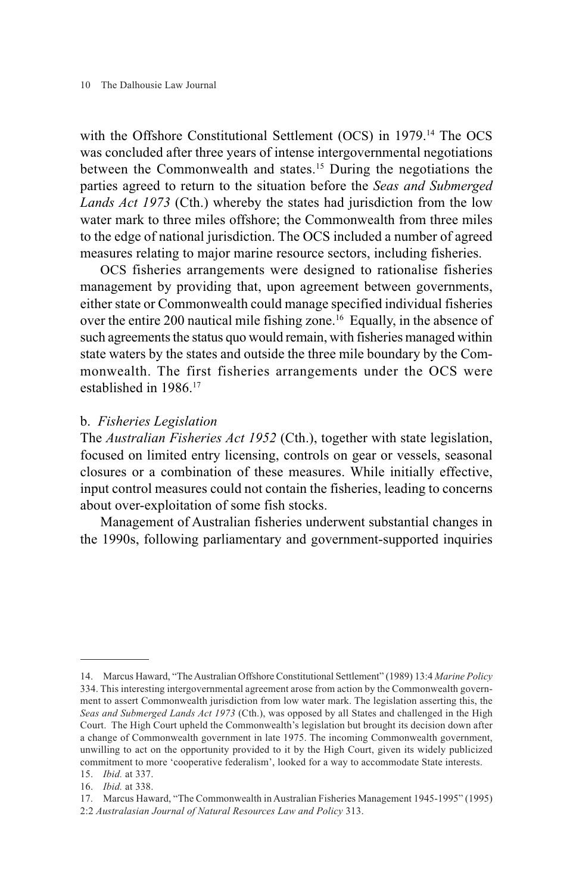with the Offshore Constitutional Settlement (OCS) in 1979.[14] The OCS was concluded after three years of intense intergovernmental negotiations between the Commonwealth and states.[15] During the negotiations the parties agreed to return to the situation before the *Seas and Submerged Lands Act 1973* (Cth.) whereby the states had jurisdiction from the low water mark to three miles offshore; the Commonwealth from three miles to the edge of national jurisdiction. The OCS included a number of agreed measures relating to major marine resource sectors, including fisheries.

OCS fisheries arrangements were designed to rationalise fisheries management by providing that, upon agreement between governments, either state or Commonwealth could manage specified individual fisheries over the entire 200 nautical mile fishing zone.[16] Equally, in the absence of such agreements the status quo would remain, with fisheries managed within state waters by the states and outside the three mile boundary by the Commonwealth. The first fisheries arrangements under the OCS were established in 1986.[17]

### b. *Fisheries Legislation*

The *Australian Fisheries Act 1952* (Cth.), together with state legislation, focused on limited entry licensing, controls on gear or vessels, seasonal closures or a combination of these measures. While initially effective, input control measures could not contain the fisheries, leading to concerns about over-exploitation of some fish stocks.

Management of Australian fisheries underwent substantial changes in the 1990s, following parliamentary and government-supported inquiries

---

14. Marcus Haward, "The Australian Offshore Constitutional Settlement" (1989) 13:4 *Marine Policy* 334. This interesting intergovernmental agreement arose from action by the Commonwealth government to assert Commonwealth jurisdiction from low water mark. The legislation asserting this, the *Seas and Submerged Lands Act 1973* (Cth.), was opposed by all States and challenged in the High Court. The High Court upheld the Commonwealth's legislation but brought its decision down after a change of Commonwealth government in late 1975. The incoming Commonwealth government, unwilling to act on the opportunity provided to it by the High Court, given its widely publicized commitment to more 'cooperative federalism', looked for a way to accommodate State interests.

15. *Ibid.* at 337.

16. *Ibid.* at 338.

17. Marcus Haward, "The Commonwealth in Australian Fisheries Management 1945-1995" (1995) 2:2 *Australasian Journal of Natural Resources Law and Policy* 313.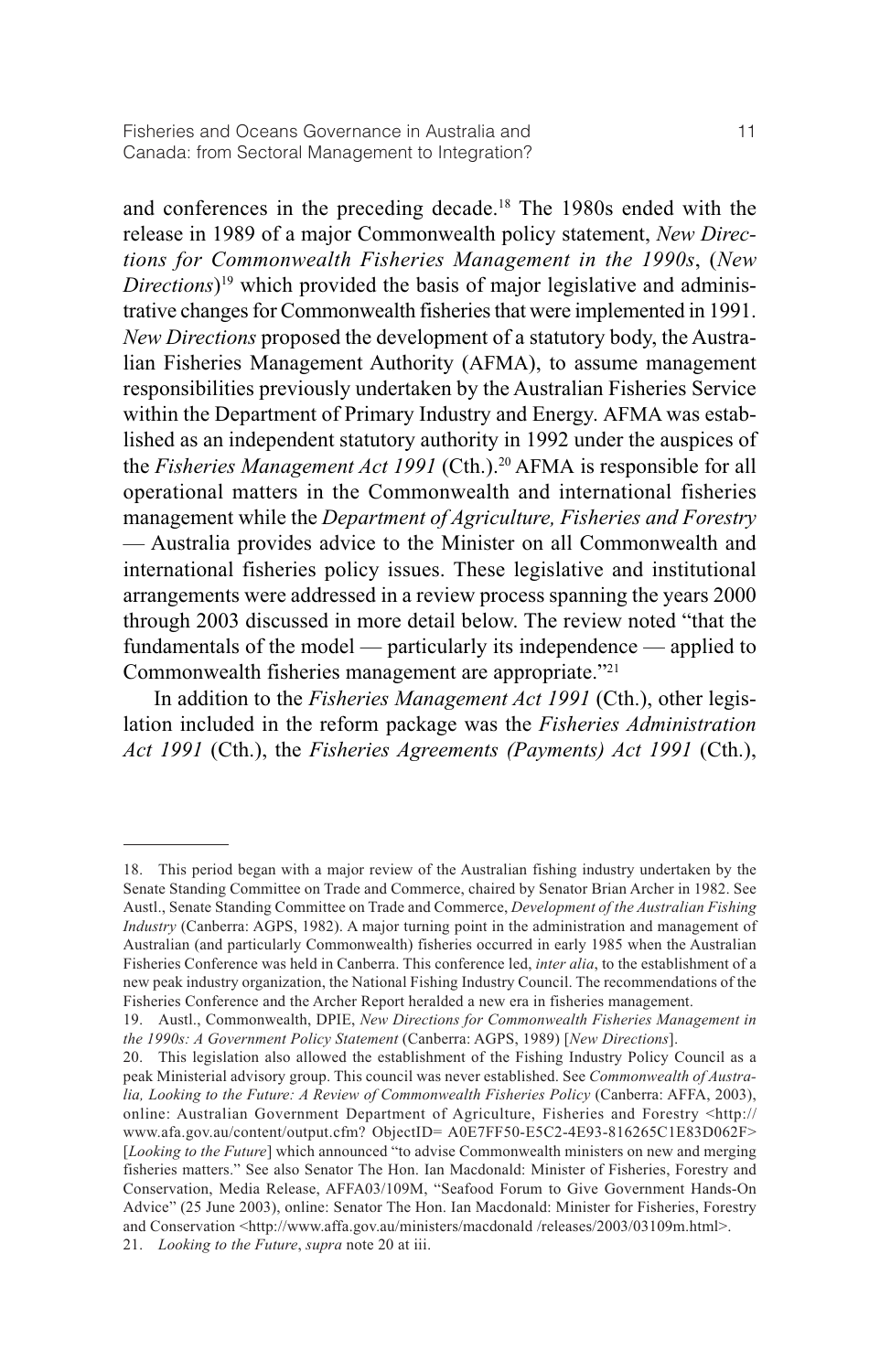and conferences in the preceding decade.[18] The 1980s ended with the release in 1989 of a major Commonwealth policy statement, *New Directions for Commonwealth Fisheries Management in the 1990s*, (*New Directions*)[19] which provided the basis of major legislative and administrative changes for Commonwealth fisheries that were implemented in 1991. *New Directions* proposed the development of a statutory body, the Australian Fisheries Management Authority (AFMA), to assume management responsibilities previously undertaken by the Australian Fisheries Service within the Department of Primary Industry and Energy. AFMA was established as an independent statutory authority in 1992 under the auspices of the *Fisheries Management Act 1991* (Cth.).[20] AFMA is responsible for all operational matters in the Commonwealth and international fisheries management while the *Department of Agriculture, Fisheries and Forestry* — Australia provides advice to the Minister on all Commonwealth and international fisheries policy issues. These legislative and institutional arrangements were addressed in a review process spanning the years 2000 through 2003 discussed in more detail below. The review noted "that the fundamentals of the model — particularly its independence — applied to Commonwealth fisheries management are appropriate."[21]

In addition to the *Fisheries Management Act 1991* (Cth.), other legislation included in the reform package was the *Fisheries Administration Act 1991* (Cth.), the *Fisheries Agreements (Payments) Act 1991* (Cth.),

---

18. This period began with a major review of the Australian fishing industry undertaken by the Senate Standing Committee on Trade and Commerce, chaired by Senator Brian Archer in 1982. See Austl., Senate Standing Committee on Trade and Commerce, *Development of the Australian Fishing Industry* (Canberra: AGPS, 1982). A major turning point in the administration and management of Australian (and particularly Commonwealth) fisheries occurred in early 1985 when the Australian Fisheries Conference was held in Canberra. This conference led, *inter alia*, to the establishment of a new peak industry organization, the National Fishing Industry Council. The recommendations of the Fisheries Conference and the Archer Report heralded a new era in fisheries management.

19. Austl., Commonwealth, DPIE, *New Directions for Commonwealth Fisheries Management in the 1990s: A Government Policy Statement* (Canberra: AGPS, 1989) [*New Directions*].

20. This legislation also allowed the establishment of the Fishing Industry Policy Council as a peak Ministerial advisory group. This council was never established. See *Commonwealth of Australia, Looking to the Future: A Review of Commonwealth Fisheries Policy* (Canberra: AFFA, 2003), online: Australian Government Department of Agriculture, Fisheries and Forestry <http://www.afa.gov.au/content/output.cfm? ObjectID= A0E7FF50-E5C2-4E93-816265C1E83D062F> [*Looking to the Future*] which announced "to advise Commonwealth ministers on new and merging fisheries matters." See also Senator The Hon. Ian Macdonald: Minister of Fisheries, Forestry and Conservation, Media Release, AFFA03/109M, "Seafood Forum to Give Government Hands-On Advice" (25 June 2003), online: Senator The Hon. Ian Macdonald: Minister for Fisheries, Forestry and Conservation <http://www.affa.gov.au/ministers/macdonald /releases/2003/03109m.html>.

21. *Looking to the Future*, *supra* note 20 at iii.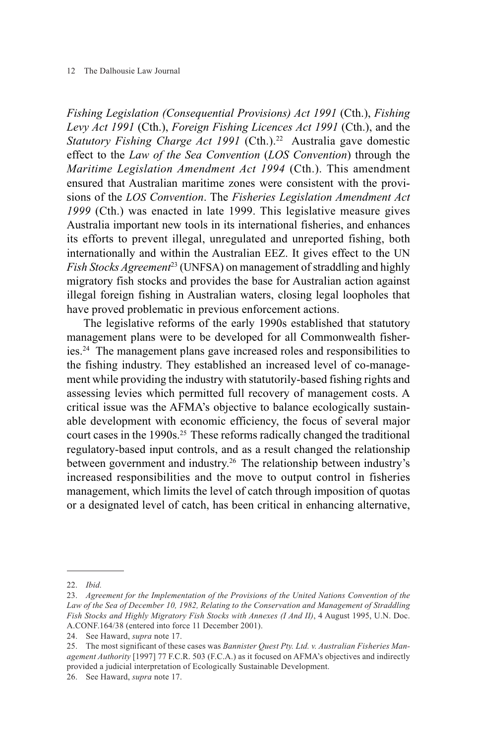*Fishing Legislation (Consequential Provisions) Act 1991* (Cth.), *Fishing Levy Act 1991* (Cth.), *Foreign Fishing Licences Act 1991* (Cth.), and the *Statutory Fishing Charge Act 1991* (Cth.).[22] Australia gave domestic effect to the *Law of the Sea Convention* (*LOS Convention*) through the *Maritime Legislation Amendment Act 1994* (Cth.). This amendment ensured that Australian maritime zones were consistent with the provisions of the *LOS Convention*. The *Fisheries Legislation Amendment Act 1999* (Cth.) was enacted in late 1999. This legislative measure gives Australia important new tools in its international fisheries, and enhances its efforts to prevent illegal, unregulated and unreported fishing, both internationally and within the Australian EEZ. It gives effect to the UN *Fish Stocks Agreement*[23] (UNFSA) on management of straddling and highly migratory fish stocks and provides the base for Australian action against illegal foreign fishing in Australian waters, closing legal loopholes that have proved problematic in previous enforcement actions.

The legislative reforms of the early 1990s established that statutory management plans were to be developed for all Commonwealth fisheries.[24] The management plans gave increased roles and responsibilities to the fishing industry. They established an increased level of co-management while providing the industry with statutorily-based fishing rights and assessing levies which permitted full recovery of management costs. A critical issue was the AFMA's objective to balance ecologically sustainable development with economic efficiency, the focus of several major court cases in the 1990s.[25] These reforms radically changed the traditional regulatory-based input controls, and as a result changed the relationship between government and industry.[26] The relationship between industry's increased responsibilities and the move to output control in fisheries management, which limits the level of catch through imposition of quotas or a designated level of catch, has been critical in enhancing alternative,

---

22. *Ibid.*

23. *Agreement for the Implementation of the Provisions of the United Nations Convention of the Law of the Sea of December 10, 1982, Relating to the Conservation and Management of Straddling Fish Stocks and Highly Migratory Fish Stocks with Annexes (I And II)*, 4 August 1995, U.N. Doc. A.CONF.164/38 (entered into force 11 December 2001).

24. See Haward, *supra* note 17.

25. The most significant of these cases was *Bannister Quest Pty. Ltd. v. Australian Fisheries Management Authority* [1997] 77 F.C.R. 503 (F.C.A.) as it focused on AFMA's objectives and indirectly provided a judicial interpretation of Ecologically Sustainable Development.

26. See Haward, *supra* note 17.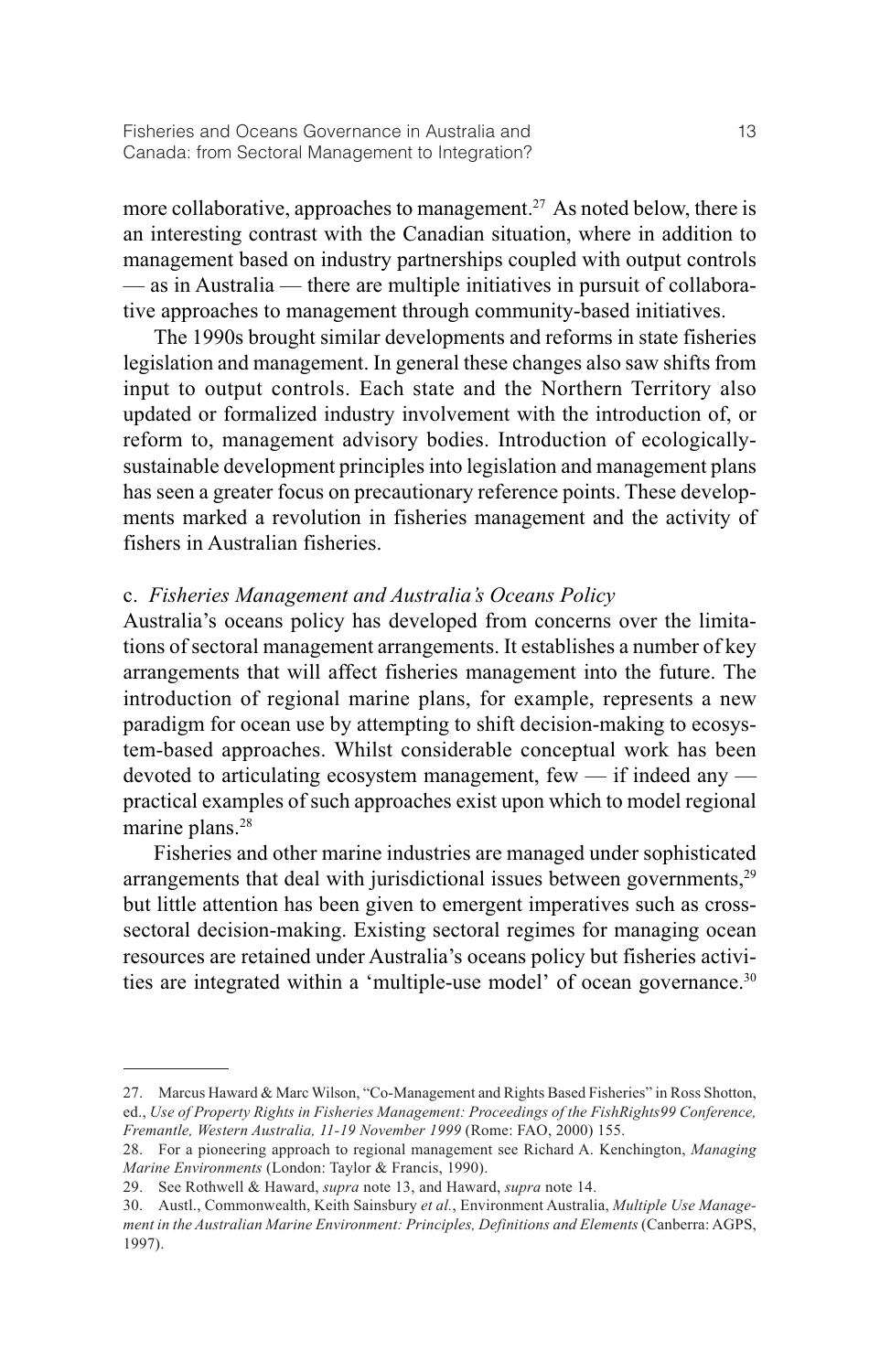more collaborative, approaches to management.[27] As noted below, there is an interesting contrast with the Canadian situation, where in addition to management based on industry partnerships coupled with output controls — as in Australia — there are multiple initiatives in pursuit of collaborative approaches to management through community-based initiatives.

The 1990s brought similar developments and reforms in state fisheries legislation and management. In general these changes also saw shifts from input to output controls. Each state and the Northern Territory also updated or formalized industry involvement with the introduction of, or reform to, management advisory bodies. Introduction of ecologically-sustainable development principles into legislation and management plans has seen a greater focus on precautionary reference points. These developments marked a revolution in fisheries management and the activity of fishers in Australian fisheries.

### c. *Fisheries Management and Australia's Oceans Policy*

Australia's oceans policy has developed from concerns over the limitations of sectoral management arrangements. It establishes a number of key arrangements that will affect fisheries management into the future. The introduction of regional marine plans, for example, represents a new paradigm for ocean use by attempting to shift decision-making to ecosystem-based approaches. Whilst considerable conceptual work has been devoted to articulating ecosystem management, few — if indeed any — practical examples of such approaches exist upon which to model regional marine plans.[28]

Fisheries and other marine industries are managed under sophisticated arrangements that deal with jurisdictional issues between governments,[29] but little attention has been given to emergent imperatives such as cross-sectoral decision-making. Existing sectoral regimes for managing ocean resources are retained under Australia's oceans policy but fisheries activities are integrated within a 'multiple-use model' of ocean governance.[30]

---

27. Marcus Haward & Marc Wilson, "Co-Management and Rights Based Fisheries" in Ross Shotton, ed., *Use of Property Rights in Fisheries Management: Proceedings of the FishRights99 Conference, Fremantle, Western Australia, 11-19 November 1999* (Rome: FAO, 2000) 155.

28. For a pioneering approach to regional management see Richard A. Kenchington, *Managing Marine Environments* (London: Taylor & Francis, 1990).

29. See Rothwell & Haward, *supra* note 13, and Haward, *supra* note 14.

30. Austl., Commonwealth, Keith Sainsbury *et al.*, Environment Australia, *Multiple Use Management in the Australian Marine Environment: Principles, Definitions and Elements* (Canberra: AGPS, 1997).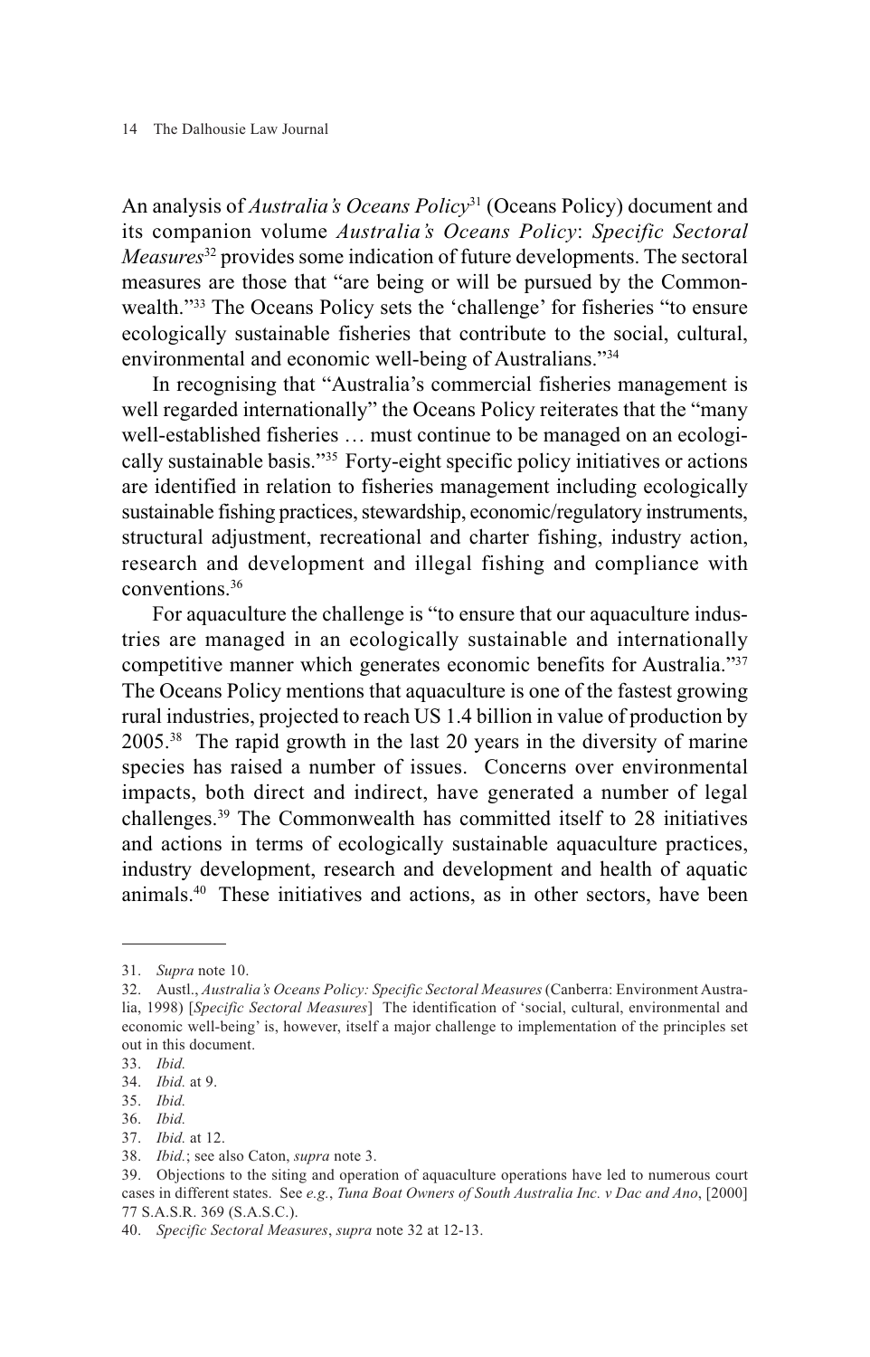An analysis of *Australia's Oceans Policy*[31] (Oceans Policy) document and its companion volume *Australia's Oceans Policy*: *Specific Sectoral Measures*[32] provides some indication of future developments. The sectoral measures are those that "are being or will be pursued by the Commonwealth."[33] The Oceans Policy sets the 'challenge' for fisheries "to ensure ecologically sustainable fisheries that contribute to the social, cultural, environmental and economic well-being of Australians."[34]

In recognising that "Australia's commercial fisheries management is well regarded internationally" the Oceans Policy reiterates that the "many well-established fisheries … must continue to be managed on an ecologically sustainable basis."[35] Forty-eight specific policy initiatives or actions are identified in relation to fisheries management including ecologically sustainable fishing practices, stewardship, economic/regulatory instruments, structural adjustment, recreational and charter fishing, industry action, research and development and illegal fishing and compliance with conventions.[36]

For aquaculture the challenge is "to ensure that our aquaculture industries are managed in an ecologically sustainable and internationally competitive manner which generates economic benefits for Australia."[37] The Oceans Policy mentions that aquaculture is one of the fastest growing rural industries, projected to reach US 1.4 billion in value of production by 2005.[38] The rapid growth in the last 20 years in the diversity of marine species has raised a number of issues. Concerns over environmental impacts, both direct and indirect, have generated a number of legal challenges.[39] The Commonwealth has committed itself to 28 initiatives and actions in terms of ecologically sustainable aquaculture practices, industry development, research and development and health of aquatic animals.[40] These initiatives and actions, as in other sectors, have been

---

31. *Supra* note 10.

32. Austl., *Australia's Oceans Policy: Specific Sectoral Measures* (Canberra: Environment Australia, 1998) [*Specific Sectoral Measures*] The identification of 'social, cultural, environmental and economic well-being' is, however, itself a major challenge to implementation of the principles set out in this document.

33. *Ibid.*

34. *Ibid.* at 9.

35. *Ibid.*

36. *Ibid.*

37. *Ibid.* at 12.

38. *Ibid.*; see also Caton, *supra* note 3.

39. Objections to the siting and operation of aquaculture operations have led to numerous court cases in different states. See *e.g.*, *Tuna Boat Owners of South Australia Inc. v Dac and Ano*, [2000] 77 S.A.S.R. 369 (S.A.S.C.).

40. *Specific Sectoral Measures*, *supra* note 32 at 12-13.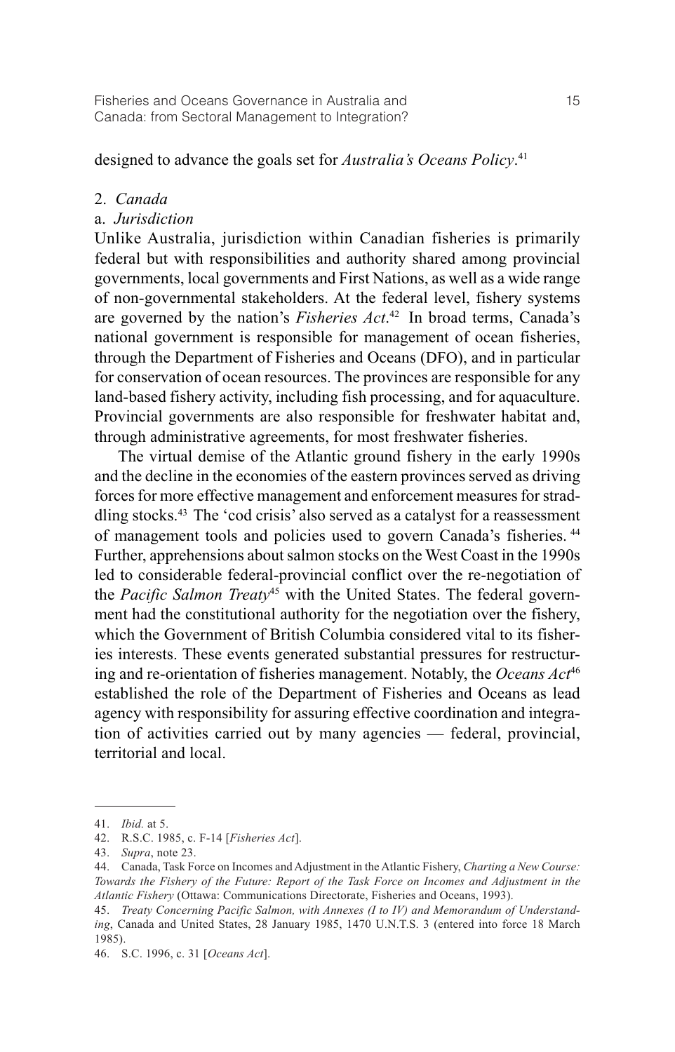designed to advance the goals set for *Australia's Oceans Policy*.[41]

## 2. *Canada*

### a. *Jurisdiction*

Unlike Australia, jurisdiction within Canadian fisheries is primarily federal but with responsibilities and authority shared among provincial governments, local governments and First Nations, as well as a wide range of non-governmental stakeholders. At the federal level, fishery systems are governed by the nation's *Fisheries Act*.[42] In broad terms, Canada's national government is responsible for management of ocean fisheries, through the Department of Fisheries and Oceans (DFO), and in particular for conservation of ocean resources. The provinces are responsible for any land-based fishery activity, including fish processing, and for aquaculture. Provincial governments are also responsible for freshwater habitat and, through administrative agreements, for most freshwater fisheries.

The virtual demise of the Atlantic ground fishery in the early 1990s and the decline in the economies of the eastern provinces served as driving forces for more effective management and enforcement measures for straddling stocks.[43] The 'cod crisis' also served as a catalyst for a reassessment of management tools and policies used to govern Canada's fisheries.[44] Further, apprehensions about salmon stocks on the West Coast in the 1990s led to considerable federal-provincial conflict over the re-negotiation of the *Pacific Salmon Treaty*[45] with the United States. The federal government had the constitutional authority for the negotiation over the fishery, which the Government of British Columbia considered vital to its fisheries interests. These events generated substantial pressures for restructuring and re-orientation of fisheries management. Notably, the *Oceans Act*[46] established the role of the Department of Fisheries and Oceans as lead agency with responsibility for assuring effective coordination and integration of activities carried out by many agencies — federal, provincial, territorial and local.

---

41. *Ibid.* at 5.
42. R.S.C. 1985, c. F-14 [*Fisheries Act*].
43. *Supra*, note 23.
44. Canada, Task Force on Incomes and Adjustment in the Atlantic Fishery, *Charting a New Course: Towards the Fishery of the Future: Report of the Task Force on Incomes and Adjustment in the Atlantic Fishery* (Ottawa: Communications Directorate, Fisheries and Oceans, 1993).
45. *Treaty Concerning Pacific Salmon, with Annexes (I to IV) and Memorandum of Understanding*, Canada and United States, 28 January 1985, 1470 U.N.T.S. 3 (entered into force 18 March 1985).
46. S.C. 1996, c. 31 [*Oceans Act*].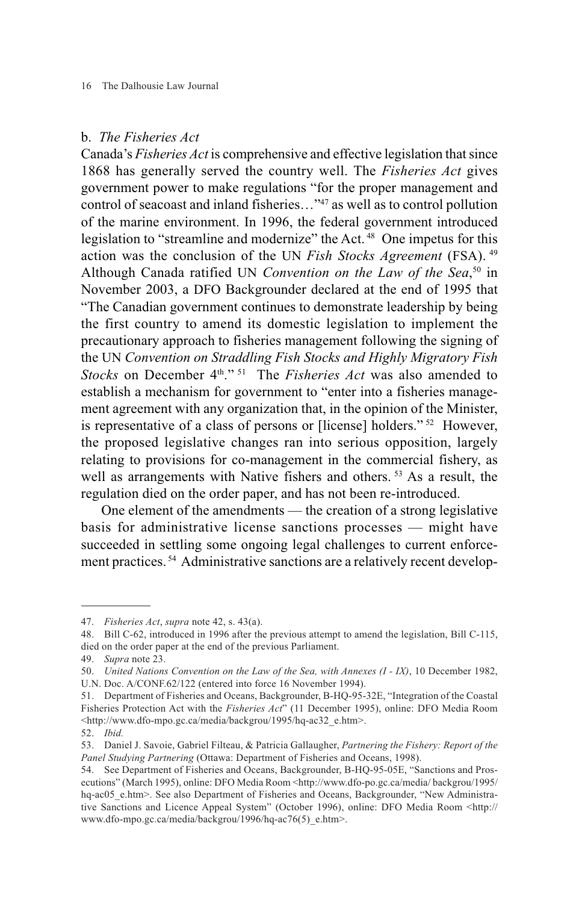### b. *The Fisheries Act*

Canada's *Fisheries Act* is comprehensive and effective legislation that since 1868 has generally served the country well. The *Fisheries Act* gives government power to make regulations "for the proper management and control of seacoast and inland fisheries…"[47] as well as to control pollution of the marine environment. In 1996, the federal government introduced legislation to "streamline and modernize" the Act.[48] One impetus for this action was the conclusion of the UN *Fish Stocks Agreement* (FSA).[49] Although Canada ratified UN *Convention on the Law of the Sea*,[50] in November 2003, a DFO Backgrounder declared at the end of 1995 that "The Canadian government continues to demonstrate leadership by being the first country to amend its domestic legislation to implement the precautionary approach to fisheries management following the signing of the UN *Convention on Straddling Fish Stocks and Highly Migratory Fish Stocks* on December 4th."[51] The *Fisheries Act* was also amended to establish a mechanism for government to "enter into a fisheries management agreement with any organization that, in the opinion of the Minister, is representative of a class of persons or [license] holders."[52] However, the proposed legislative changes ran into serious opposition, largely relating to provisions for co-management in the commercial fishery, as well as arrangements with Native fishers and others.[53] As a result, the regulation died on the order paper, and has not been re-introduced.

One element of the amendments — the creation of a strong legislative basis for administrative license sanctions processes — might have succeeded in settling some ongoing legal challenges to current enforcement practices.[54] Administrative sanctions are a relatively recent develop-

---

47. *Fisheries Act*, *supra* note 42, s. 43(a).

48. Bill C-62, introduced in 1996 after the previous attempt to amend the legislation, Bill C-115, died on the order paper at the end of the previous Parliament.

49. *Supra* note 23.

50. *United Nations Convention on the Law of the Sea, with Annexes (I - IX)*, 10 December 1982, U.N. Doc. A/CONF.62/122 (entered into force 16 November 1994).

51. Department of Fisheries and Oceans, Backgrounder, B-HQ-95-32E, "Integration of the Coastal Fisheries Protection Act with the *Fisheries Act*" (11 December 1995), online: DFO Media Room <http://www.dfo-mpo.gc.ca/media/backgrou/1995/hq-ac32_e.htm>.

52. *Ibid.*

53. Daniel J. Savoie, Gabriel Filteau, & Patricia Gallaugher, *Partnering the Fishery: Report of the Panel Studying Partnering* (Ottawa: Department of Fisheries and Oceans, 1998).

54. See Department of Fisheries and Oceans, Backgrounder, B-HQ-95-05E, "Sanctions and Prosecutions" (March 1995), online: DFO Media Room <http://www.dfo-po.gc.ca/media/ backgrou/1995/hq-ac05_e.htm>. See also Department of Fisheries and Oceans, Backgrounder, "New Administrative Sanctions and Licence Appeal System" (October 1996), online: DFO Media Room <http://www.dfo-mpo.gc.ca/media/backgrou/1996/hq-ac76(5)_e.htm>.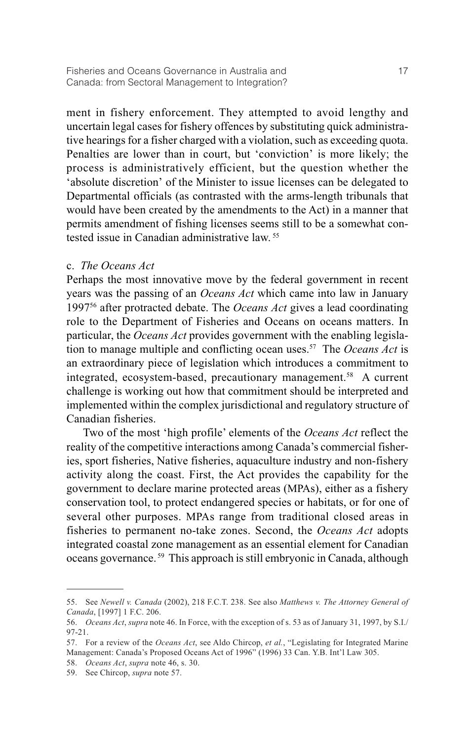ment in fishery enforcement. They attempted to avoid lengthy and uncertain legal cases for fishery offences by substituting quick administrative hearings for a fisher charged with a violation, such as exceeding quota. Penalties are lower than in court, but 'conviction' is more likely; the process is administratively efficient, but the question whether the 'absolute discretion' of the Minister to issue licenses can be delegated to Departmental officials (as contrasted with the arms-length tribunals that would have been created by the amendments to the Act) in a manner that permits amendment of fishing licenses seems still to be a somewhat contested issue in Canadian administrative law.[55]

c. *The Oceans Act*

Perhaps the most innovative move by the federal government in recent years was the passing of an *Oceans Act* which came into law in January 1997[56] after protracted debate. The *Oceans Act* gives a lead coordinating role to the Department of Fisheries and Oceans on oceans matters. In particular, the *Oceans Act* provides government with the enabling legislation to manage multiple and conflicting ocean uses.[57] The *Oceans Act* is an extraordinary piece of legislation which introduces a commitment to integrated, ecosystem-based, precautionary management.[58] A current challenge is working out how that commitment should be interpreted and implemented within the complex jurisdictional and regulatory structure of Canadian fisheries.

Two of the most 'high profile' elements of the *Oceans Act* reflect the reality of the competitive interactions among Canada's commercial fisheries, sport fisheries, Native fisheries, aquaculture industry and non-fishery activity along the coast. First, the Act provides the capability for the government to declare marine protected areas (MPAs), either as a fishery conservation tool, to protect endangered species or habitats, or for one of several other purposes. MPAs range from traditional closed areas in fisheries to permanent no-take zones. Second, the *Oceans Act* adopts integrated coastal zone management as an essential element for Canadian oceans governance.[59] This approach is still embryonic in Canada, although

---

55. See *Newell v. Canada* (2002), 218 F.C.T. 238. See also *Matthews v. The Attorney General of Canada*, [1997] 1 F.C. 206.

56. *Oceans Act*, *supra* note 46. In Force, with the exception of s. 53 as of January 31, 1997, by S.I./97-21.

57. For a review of the *Oceans Act*, see Aldo Chircop, *et al.*, "Legislating for Integrated Marine Management: Canada's Proposed Oceans Act of 1996" (1996) 33 Can. Y.B. Int'l Law 305.

58. *Oceans Act*, *supra* note 46, s. 30.

59. See Chircop, *supra* note 57.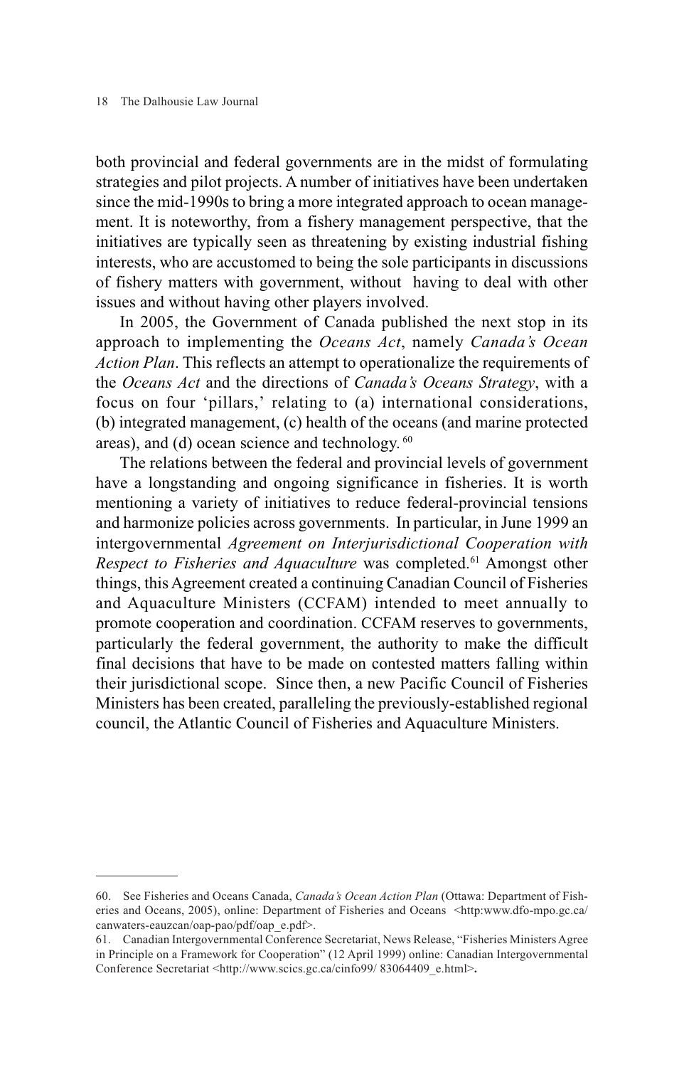both provincial and federal governments are in the midst of formulating strategies and pilot projects. A number of initiatives have been undertaken since the mid-1990s to bring a more integrated approach to ocean management. It is noteworthy, from a fishery management perspective, that the initiatives are typically seen as threatening by existing industrial fishing interests, who are accustomed to being the sole participants in discussions of fishery matters with government, without having to deal with other issues and without having other players involved.

In 2005, the Government of Canada published the next stop in its approach to implementing the *Oceans Act*, namely *Canada's Ocean Action Plan*. This reflects an attempt to operationalize the requirements of the *Oceans Act* and the directions of *Canada's Oceans Strategy*, with a focus on four 'pillars,' relating to (a) international considerations, (b) integrated management, (c) health of the oceans (and marine protected areas), and (d) ocean science and technology. [60]

The relations between the federal and provincial levels of government have a longstanding and ongoing significance in fisheries. It is worth mentioning a variety of initiatives to reduce federal-provincial tensions and harmonize policies across governments. In particular, in June 1999 an intergovernmental *Agreement on Interjurisdictional Cooperation with Respect to Fisheries and Aquaculture* was completed.[61] Amongst other things, this Agreement created a continuing Canadian Council of Fisheries and Aquaculture Ministers (CCFAM) intended to meet annually to promote cooperation and coordination. CCFAM reserves to governments, particularly the federal government, the authority to make the difficult final decisions that have to be made on contested matters falling within their jurisdictional scope. Since then, a new Pacific Council of Fisheries Ministers has been created, paralleling the previously-established regional council, the Atlantic Council of Fisheries and Aquaculture Ministers.

---

60. See Fisheries and Oceans Canada, *Canada's Ocean Action Plan* (Ottawa: Department of Fisheries and Oceans, 2005), online: Department of Fisheries and Oceans <http:www.dfo-mpo.gc.ca/canwaters-eauzcan/oap-pao/pdf/oap_e.pdf>.

61. Canadian Intergovernmental Conference Secretariat, News Release, "Fisheries Ministers Agree in Principle on a Framework for Cooperation" (12 April 1999) online: Canadian Intergovernmental Conference Secretariat <http://www.scics.gc.ca/cinfo99/ 83064409_e.html>.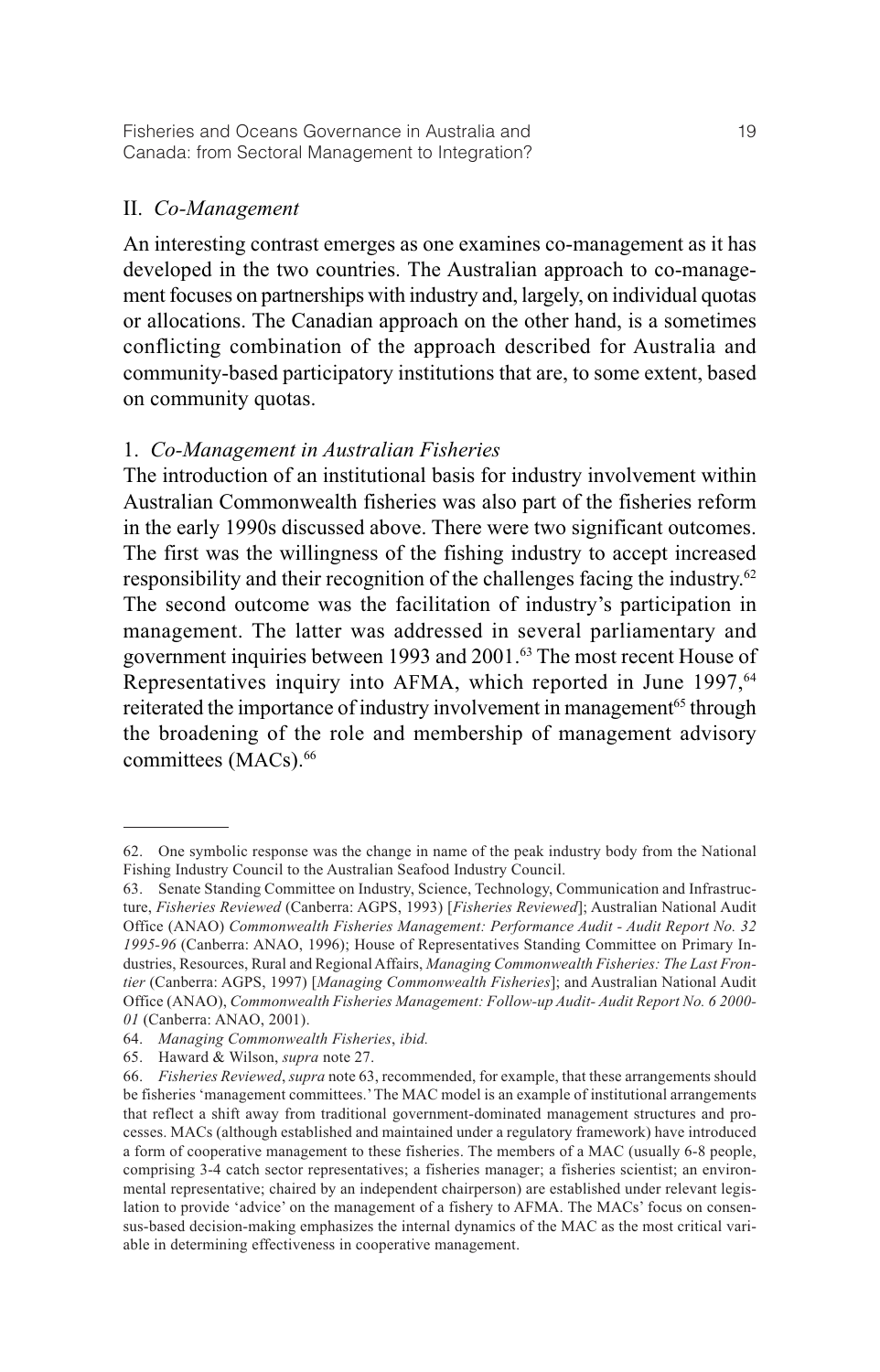## II. *Co-Management*

An interesting contrast emerges as one examines co-management as it has developed in the two countries. The Australian approach to co-management focuses on partnerships with industry and, largely, on individual quotas or allocations. The Canadian approach on the other hand, is a sometimes conflicting combination of the approach described for Australia and community-based participatory institutions that are, to some extent, based on community quotas.

### 1. *Co-Management in Australian Fisheries*

The introduction of an institutional basis for industry involvement within Australian Commonwealth fisheries was also part of the fisheries reform in the early 1990s discussed above. There were two significant outcomes. The first was the willingness of the fishing industry to accept increased responsibility and their recognition of the challenges facing the industry.[62] The second outcome was the facilitation of industry's participation in management. The latter was addressed in several parliamentary and government inquiries between 1993 and 2001.[63] The most recent House of Representatives inquiry into AFMA, which reported in June 1997,[64] reiterated the importance of industry involvement in management[65] through the broadening of the role and membership of management advisory committees (MACs).[66]

---

62. One symbolic response was the change in name of the peak industry body from the National Fishing Industry Council to the Australian Seafood Industry Council.

63. Senate Standing Committee on Industry, Science, Technology, Communication and Infrastructure, *Fisheries Reviewed* (Canberra: AGPS, 1993) [*Fisheries Reviewed*]; Australian National Audit Office (ANAO) *Commonwealth Fisheries Management: Performance Audit - Audit Report No. 32 1995-96* (Canberra: ANAO, 1996); House of Representatives Standing Committee on Primary Industries, Resources, Rural and Regional Affairs, *Managing Commonwealth Fisheries: The Last Frontier* (Canberra: AGPS, 1997) [*Managing Commonwealth Fisheries*]; and Australian National Audit Office (ANAO), *Commonwealth Fisheries Management: Follow-up Audit- Audit Report No. 6 2000-01* (Canberra: ANAO, 2001).

64. *Managing Commonwealth Fisheries*, *ibid.*

65. Haward & Wilson, *supra* note 27.

66. *Fisheries Reviewed*, *supra* note 63, recommended, for example, that these arrangements should be fisheries 'management committees.' The MAC model is an example of institutional arrangements that reflect a shift away from traditional government-dominated management structures and processes. MACs (although established and maintained under a regulatory framework) have introduced a form of cooperative management to these fisheries. The members of a MAC (usually 6-8 people, comprising 3-4 catch sector representatives; a fisheries manager; a fisheries scientist; an environmental representative; chaired by an independent chairperson) are established under relevant legislation to provide 'advice' on the management of a fishery to AFMA. The MACs' focus on consensus-based decision-making emphasizes the internal dynamics of the MAC as the most critical variable in determining effectiveness in cooperative management.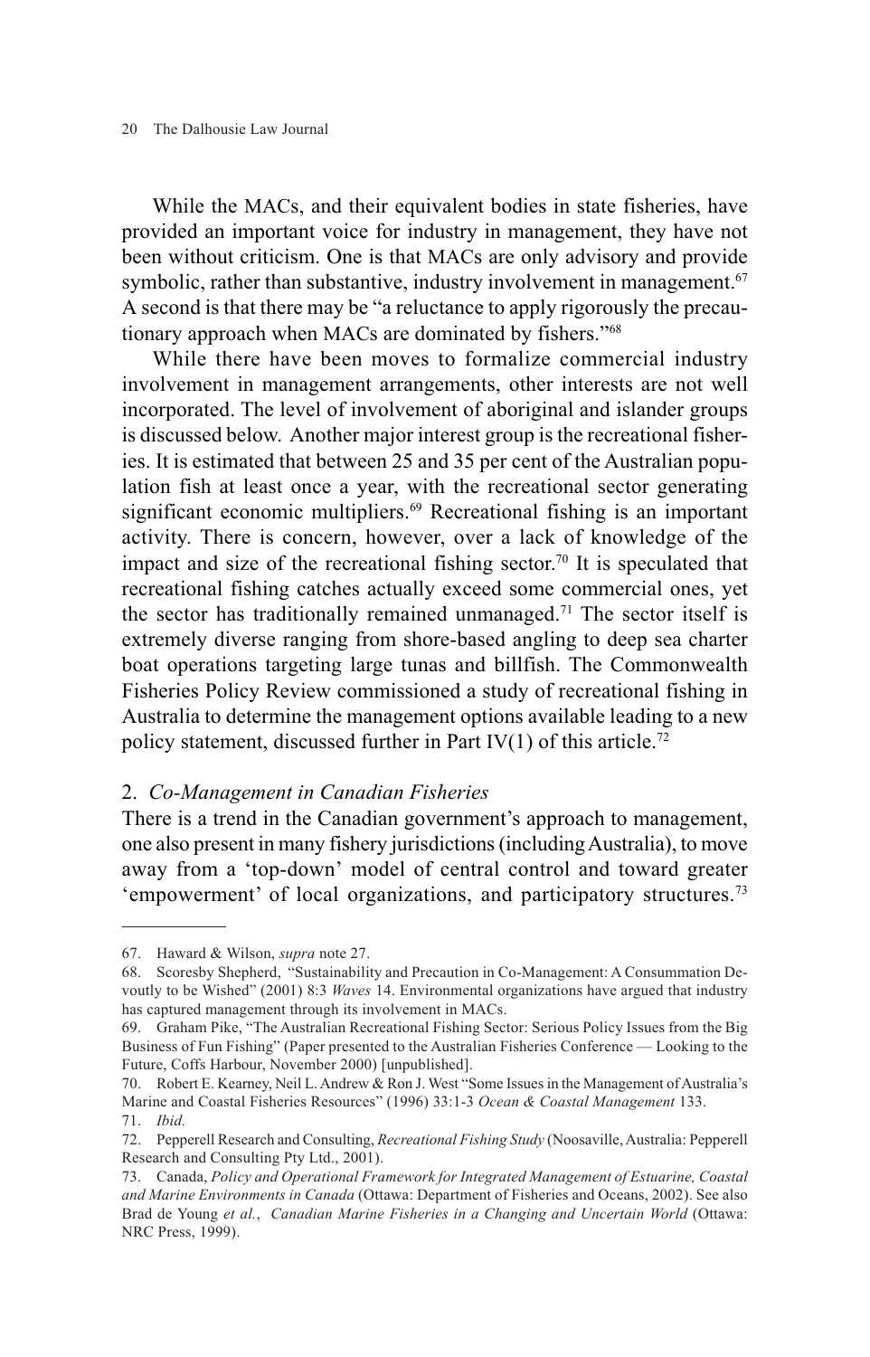While the MACs, and their equivalent bodies in state fisheries, have provided an important voice for industry in management, they have not been without criticism. One is that MACs are only advisory and provide symbolic, rather than substantive, industry involvement in management.[67] A second is that there may be "a reluctance to apply rigorously the precautionary approach when MACs are dominated by fishers."[68]

While there have been moves to formalize commercial industry involvement in management arrangements, other interests are not well incorporated. The level of involvement of aboriginal and islander groups is discussed below. Another major interest group is the recreational fisheries. It is estimated that between 25 and 35 per cent of the Australian population fish at least once a year, with the recreational sector generating significant economic multipliers.[69] Recreational fishing is an important activity. There is concern, however, over a lack of knowledge of the impact and size of the recreational fishing sector.[70] It is speculated that recreational fishing catches actually exceed some commercial ones, yet the sector has traditionally remained unmanaged.[71] The sector itself is extremely diverse ranging from shore-based angling to deep sea charter boat operations targeting large tunas and billfish. The Commonwealth Fisheries Policy Review commissioned a study of recreational fishing in Australia to determine the management options available leading to a new policy statement, discussed further in Part IV(1) of this article.[72]

## 2. *Co-Management in Canadian Fisheries*

There is a trend in the Canadian government's approach to management, one also present in many fishery jurisdictions (including Australia), to move away from a 'top-down' model of central control and toward greater 'empowerment' of local organizations, and participatory structures.[73]

---

67. Haward & Wilson, *supra* note 27.

68. Scoresby Shepherd, "Sustainability and Precaution in Co-Management: A Consummation Devoutly to be Wished" (2001) 8:3 *Waves* 14. Environmental organizations have argued that industry has captured management through its involvement in MACs.

69. Graham Pike, "The Australian Recreational Fishing Sector: Serious Policy Issues from the Big Business of Fun Fishing" (Paper presented to the Australian Fisheries Conference — Looking to the Future, Coffs Harbour, November 2000) [unpublished].

70. Robert E. Kearney, Neil L. Andrew & Ron J. West "Some Issues in the Management of Australia's Marine and Coastal Fisheries Resources" (1996) 33:1-3 *Ocean & Coastal Management* 133.

71. *Ibid.*

72. Pepperell Research and Consulting, *Recreational Fishing Study* (Noosaville, Australia: Pepperell Research and Consulting Pty Ltd., 2001).

73. Canada, *Policy and Operational Framework for Integrated Management of Estuarine, Coastal and Marine Environments in Canada* (Ottawa: Department of Fisheries and Oceans, 2002). See also Brad de Young *et al.*, *Canadian Marine Fisheries in a Changing and Uncertain World* (Ottawa: NRC Press, 1999).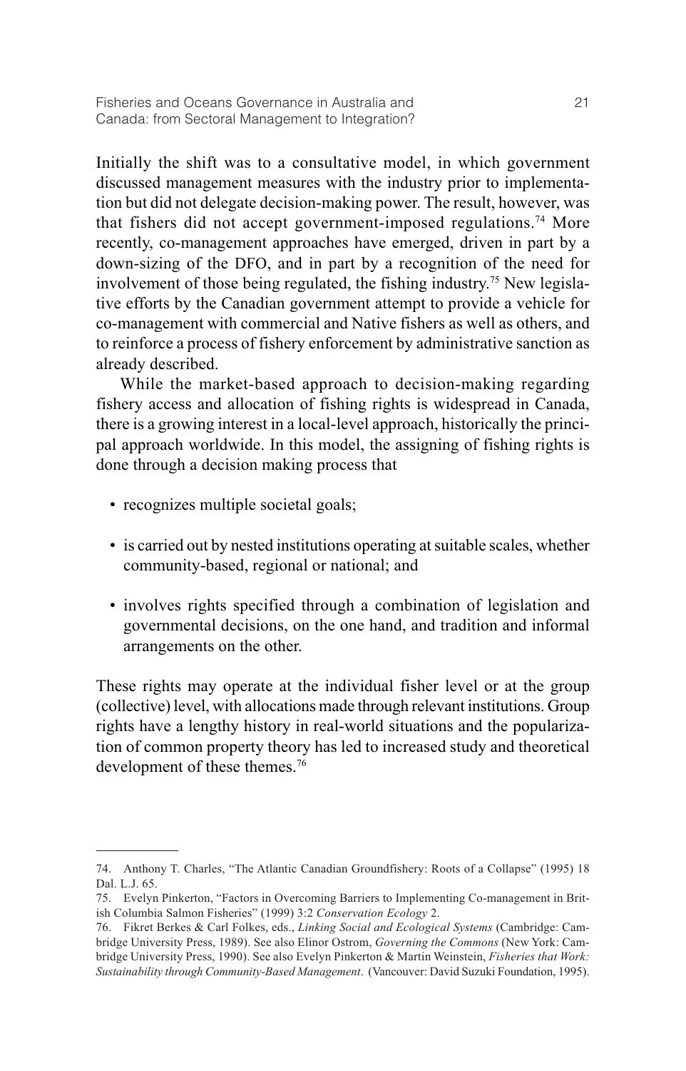Initially the shift was to a consultative model, in which government discussed management measures with the industry prior to implementation but did not delegate decision-making power. The result, however, was that fishers did not accept government-imposed regulations.[74] More recently, co-management approaches have emerged, driven in part by a down-sizing of the DFO, and in part by a recognition of the need for involvement of those being regulated, the fishing industry.[75] New legislative efforts by the Canadian government attempt to provide a vehicle for co-management with commercial and Native fishers as well as others, and to reinforce a process of fishery enforcement by administrative sanction as already described.

While the market-based approach to decision-making regarding fishery access and allocation of fishing rights is widespread in Canada, there is a growing interest in a local-level approach, historically the principal approach worldwide. In this model, the assigning of fishing rights is done through a decision making process that

- recognizes multiple societal goals;
- is carried out by nested institutions operating at suitable scales, whether community-based, regional or national; and
- involves rights specified through a combination of legislation and governmental decisions, on the one hand, and tradition and informal arrangements on the other.

These rights may operate at the individual fisher level or at the group (collective) level, with allocations made through relevant institutions. Group rights have a lengthy history in real-world situations and the popularization of common property theory has led to increased study and theoretical development of these themes.[76]

---

74. Anthony T. Charles, "The Atlantic Canadian Groundfishery: Roots of a Collapse" (1995) 18 Dal. L.J. 65.

75. Evelyn Pinkerton, "Factors in Overcoming Barriers to Implementing Co-management in British Columbia Salmon Fisheries" (1999) 3:2 *Conservation Ecology* 2.

76. Fikret Berkes & Carl Folkes, eds., *Linking Social and Ecological Systems* (Cambridge: Cambridge University Press, 1989). See also Elinor Ostrom, *Governing the Commons* (New York: Cambridge University Press, 1990). See also Evelyn Pinkerton & Martin Weinstein, *Fisheries that Work: Sustainability through Community-Based Management*. (Vancouver: David Suzuki Foundation, 1995).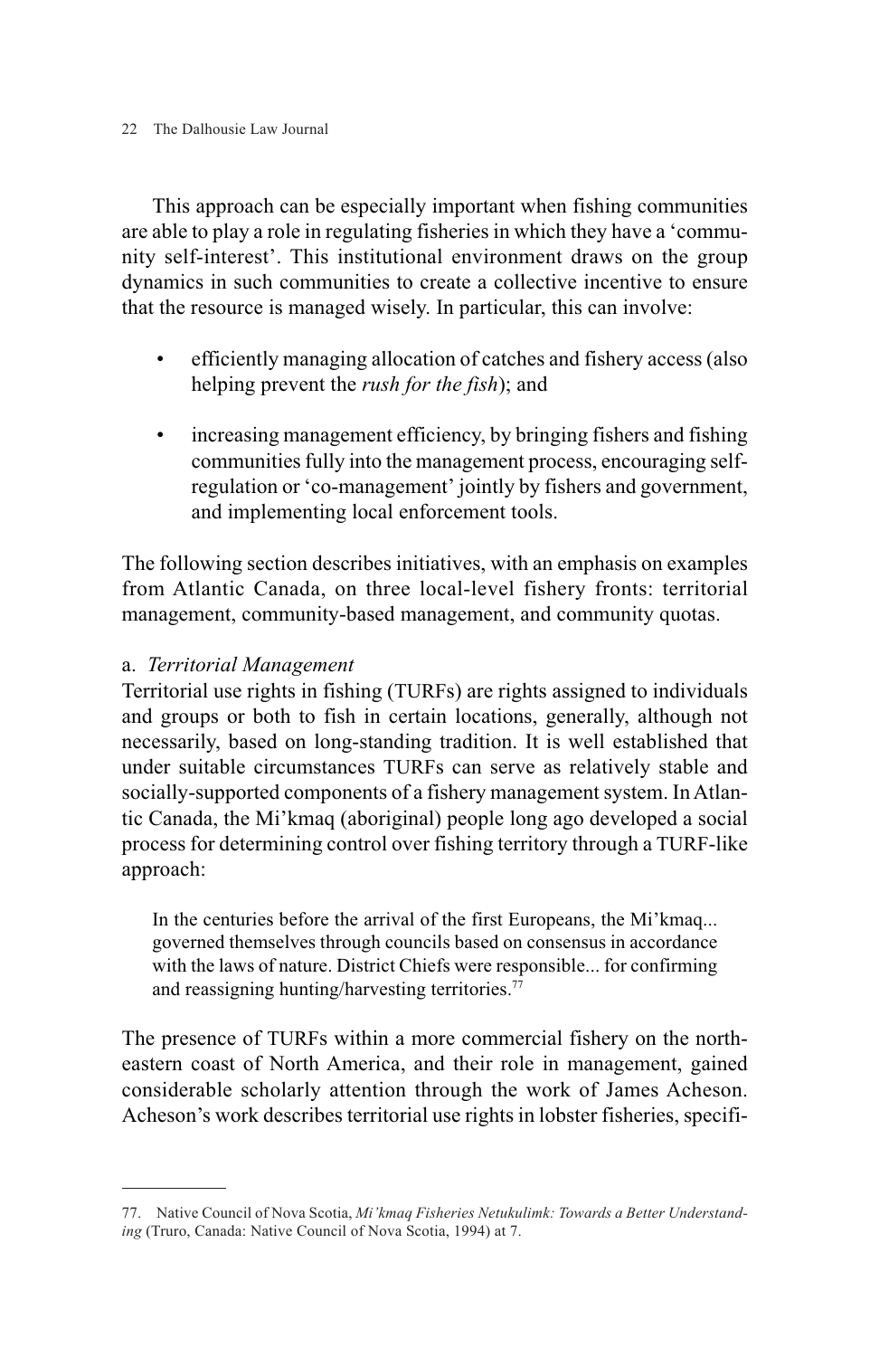This approach can be especially important when fishing communities are able to play a role in regulating fisheries in which they have a 'community self-interest'. This institutional environment draws on the group dynamics in such communities to create a collective incentive to ensure that the resource is managed wisely. In particular, this can involve:

- efficiently managing allocation of catches and fishery access (also helping prevent the *rush for the fish*); and
- increasing management efficiency, by bringing fishers and fishing communities fully into the management process, encouraging self-regulation or 'co-management' jointly by fishers and government, and implementing local enforcement tools.

The following section describes initiatives, with an emphasis on examples from Atlantic Canada, on three local-level fishery fronts: territorial management, community-based management, and community quotas.

a. *Territorial Management*

Territorial use rights in fishing (TURFs) are rights assigned to individuals and groups or both to fish in certain locations, generally, although not necessarily, based on long-standing tradition. It is well established that under suitable circumstances TURFs can serve as relatively stable and socially-supported components of a fishery management system. In Atlantic Canada, the Mi'kmaq (aboriginal) people long ago developed a social process for determining control over fishing territory through a TURF-like approach:

> In the centuries before the arrival of the first Europeans, the Mi'kmaq... governed themselves through councils based on consensus in accordance with the laws of nature. District Chiefs were responsible... for confirming and reassigning hunting/harvesting territories.[77]

The presence of TURFs within a more commercial fishery on the north-eastern coast of North America, and their role in management, gained considerable scholarly attention through the work of James Acheson. Acheson's work describes territorial use rights in lobster fisheries, specifi-

---

77. Native Council of Nova Scotia, *Mi'kmaq Fisheries Netukulimk: Towards a Better Understanding* (Truro, Canada: Native Council of Nova Scotia, 1994) at 7.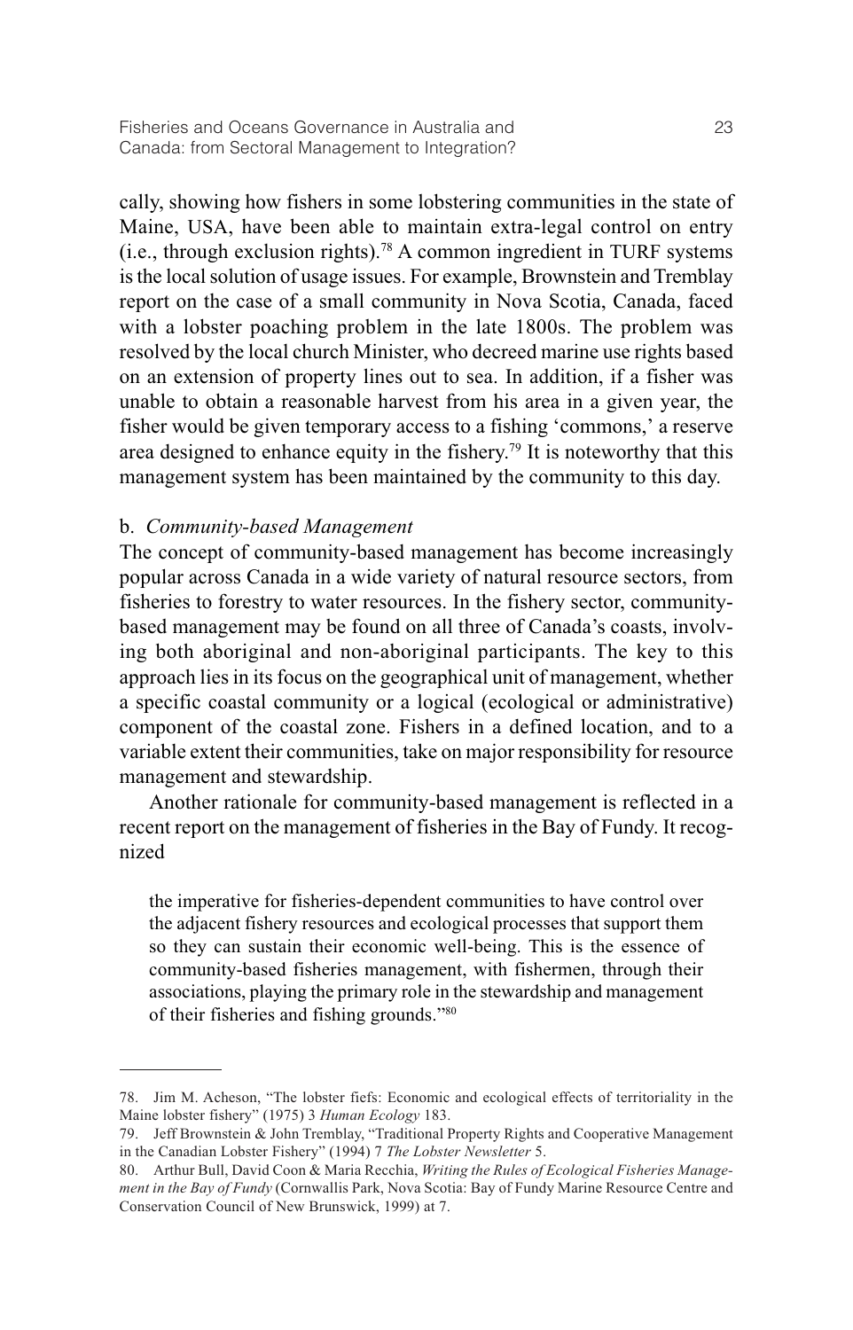cally, showing how fishers in some lobstering communities in the state of Maine, USA, have been able to maintain extra-legal control on entry (i.e., through exclusion rights).[78] A common ingredient in TURF systems is the local solution of usage issues. For example, Brownstein and Tremblay report on the case of a small community in Nova Scotia, Canada, faced with a lobster poaching problem in the late 1800s. The problem was resolved by the local church Minister, who decreed marine use rights based on an extension of property lines out to sea. In addition, if a fisher was unable to obtain a reasonable harvest from his area in a given year, the fisher would be given temporary access to a fishing 'commons,' a reserve area designed to enhance equity in the fishery.[79] It is noteworthy that this management system has been maintained by the community to this day.

b. *Community-based Management*

The concept of community-based management has become increasingly popular across Canada in a wide variety of natural resource sectors, from fisheries to forestry to water resources. In the fishery sector, community-based management may be found on all three of Canada's coasts, involving both aboriginal and non-aboriginal participants. The key to this approach lies in its focus on the geographical unit of management, whether a specific coastal community or a logical (ecological or administrative) component of the coastal zone. Fishers in a defined location, and to a variable extent their communities, take on major responsibility for resource management and stewardship.

Another rationale for community-based management is reflected in a recent report on the management of fisheries in the Bay of Fundy. It recognized

> the imperative for fisheries-dependent communities to have control over the adjacent fishery resources and ecological processes that support them so they can sustain their economic well-being. This is the essence of community-based fisheries management, with fishermen, through their associations, playing the primary role in the stewardship and management of their fisheries and fishing grounds."[80]

---

78. Jim M. Acheson, "The lobster fiefs: Economic and ecological effects of territoriality in the Maine lobster fishery" (1975) 3 *Human Ecology* 183.

79. Jeff Brownstein & John Tremblay, "Traditional Property Rights and Cooperative Management in the Canadian Lobster Fishery" (1994) 7 *The Lobster Newsletter* 5.

80. Arthur Bull, David Coon & Maria Recchia, *Writing the Rules of Ecological Fisheries Management in the Bay of Fundy* (Cornwallis Park, Nova Scotia: Bay of Fundy Marine Resource Centre and Conservation Council of New Brunswick, 1999) at 7.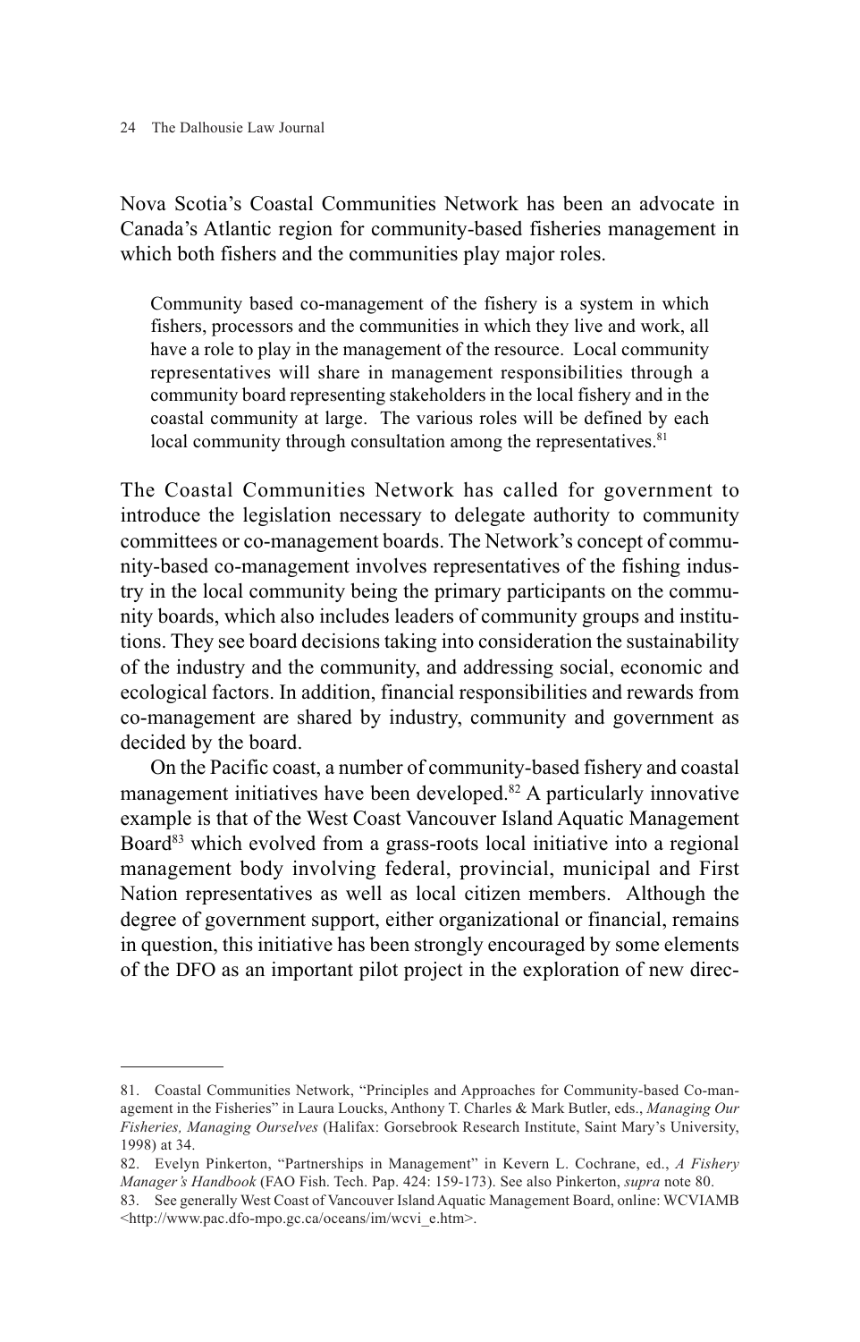Nova Scotia's Coastal Communities Network has been an advocate in Canada's Atlantic region for community-based fisheries management in which both fishers and the communities play major roles.

> Community based co-management of the fishery is a system in which fishers, processors and the communities in which they live and work, all have a role to play in the management of the resource. Local community representatives will share in management responsibilities through a community board representing stakeholders in the local fishery and in the coastal community at large. The various roles will be defined by each local community through consultation among the representatives.[81]

The Coastal Communities Network has called for government to introduce the legislation necessary to delegate authority to community committees or co-management boards. The Network's concept of community-based co-management involves representatives of the fishing industry in the local community being the primary participants on the community boards, which also includes leaders of community groups and institutions. They see board decisions taking into consideration the sustainability of the industry and the community, and addressing social, economic and ecological factors. In addition, financial responsibilities and rewards from co-management are shared by industry, community and government as decided by the board.

On the Pacific coast, a number of community-based fishery and coastal management initiatives have been developed.[82] A particularly innovative example is that of the West Coast Vancouver Island Aquatic Management Board[83] which evolved from a grass-roots local initiative into a regional management body involving federal, provincial, municipal and First Nation representatives as well as local citizen members. Although the degree of government support, either organizational or financial, remains in question, this initiative has been strongly encouraged by some elements of the DFO as an important pilot project in the exploration of new direc-

---

81. Coastal Communities Network, "Principles and Approaches for Community-based Co-management in the Fisheries" in Laura Loucks, Anthony T. Charles & Mark Butler, eds., *Managing Our Fisheries, Managing Ourselves* (Halifax: Gorsebrook Research Institute, Saint Mary's University, 1998) at 34.

82. Evelyn Pinkerton, "Partnerships in Management" in Kevern L. Cochrane, ed., *A Fishery Manager's Handbook* (FAO Fish. Tech. Pap. 424: 159-173). See also Pinkerton, *supra* note 80.

83. See generally West Coast of Vancouver Island Aquatic Management Board, online: WCVIAMB <http://www.pac.dfo-mpo.gc.ca/oceans/im/wcvi_e.htm>.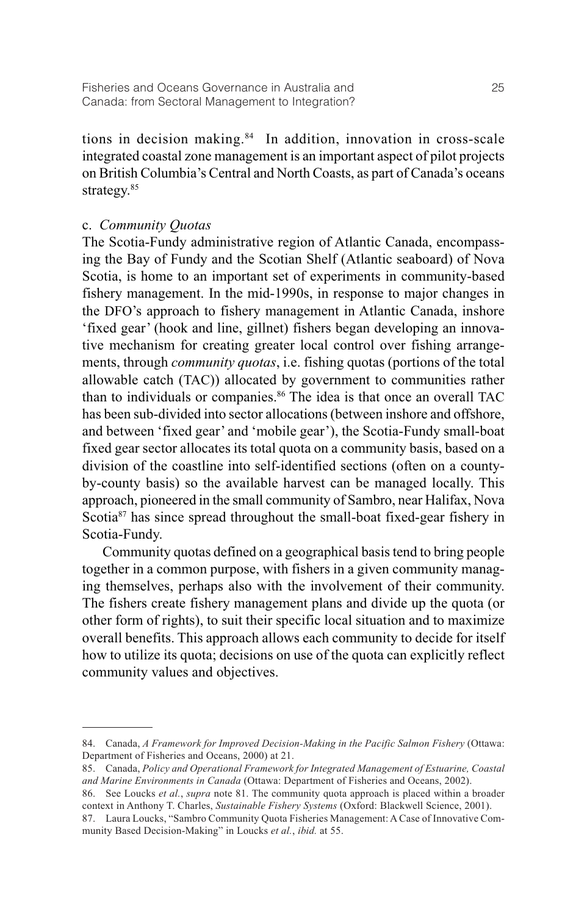tions in decision making.[84] In addition, innovation in cross-scale integrated coastal zone management is an important aspect of pilot projects on British Columbia's Central and North Coasts, as part of Canada's oceans strategy.[85]

c. *Community Quotas*

The Scotia-Fundy administrative region of Atlantic Canada, encompassing the Bay of Fundy and the Scotian Shelf (Atlantic seaboard) of Nova Scotia, is home to an important set of experiments in community-based fishery management. In the mid-1990s, in response to major changes in the DFO's approach to fishery management in Atlantic Canada, inshore 'fixed gear' (hook and line, gillnet) fishers began developing an innovative mechanism for creating greater local control over fishing arrangements, through *community quotas*, i.e. fishing quotas (portions of the total allowable catch (TAC)) allocated by government to communities rather than to individuals or companies.[86] The idea is that once an overall TAC has been sub-divided into sector allocations (between inshore and offshore, and between 'fixed gear' and 'mobile gear'), the Scotia-Fundy small-boat fixed gear sector allocates its total quota on a community basis, based on a division of the coastline into self-identified sections (often on a county-by-county basis) so the available harvest can be managed locally. This approach, pioneered in the small community of Sambro, near Halifax, Nova Scotia[87] has since spread throughout the small-boat fixed-gear fishery in Scotia-Fundy.

Community quotas defined on a geographical basis tend to bring people together in a common purpose, with fishers in a given community managing themselves, perhaps also with the involvement of their community. The fishers create fishery management plans and divide up the quota (or other form of rights), to suit their specific local situation and to maximize overall benefits. This approach allows each community to decide for itself how to utilize its quota; decisions on use of the quota can explicitly reflect community values and objectives.

---

84. Canada, *A Framework for Improved Decision-Making in the Pacific Salmon Fishery* (Ottawa: Department of Fisheries and Oceans, 2000) at 21.

85. Canada, *Policy and Operational Framework for Integrated Management of Estuarine, Coastal and Marine Environments in Canada* (Ottawa: Department of Fisheries and Oceans, 2002).

86. See Loucks *et al.*, *supra* note 81. The community quota approach is placed within a broader context in Anthony T. Charles, *Sustainable Fishery Systems* (Oxford: Blackwell Science, 2001).

87. Laura Loucks, "Sambro Community Quota Fisheries Management: A Case of Innovative Community Based Decision-Making" in Loucks *et al.*, *ibid.* at 55.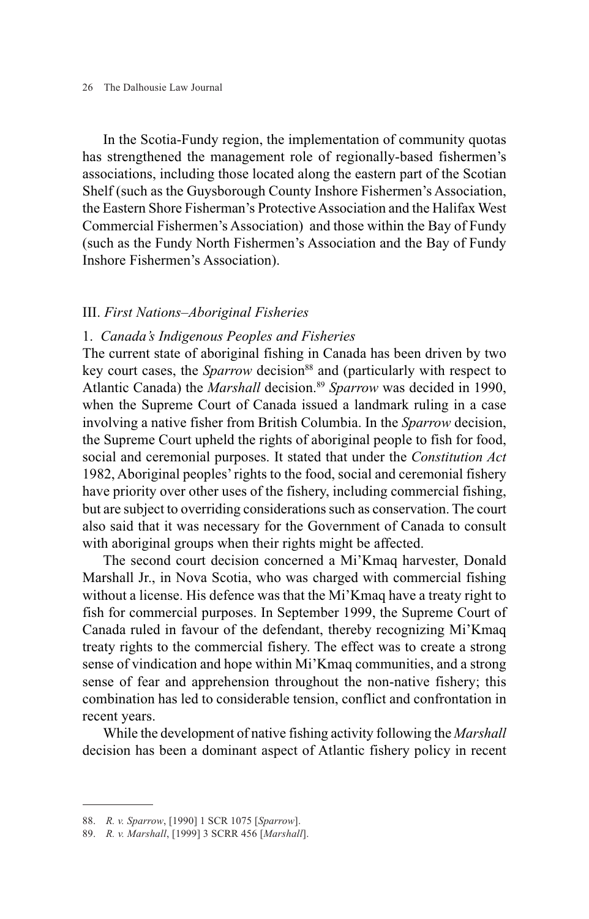In the Scotia-Fundy region, the implementation of community quotas has strengthened the management role of regionally-based fishermen's associations, including those located along the eastern part of the Scotian Shelf (such as the Guysborough County Inshore Fishermen's Association, the Eastern Shore Fisherman's Protective Association and the Halifax West Commercial Fishermen's Association) and those within the Bay of Fundy (such as the Fundy North Fishermen's Association and the Bay of Fundy Inshore Fishermen's Association).

## III. *First Nations–Aboriginal Fisheries*

### 1. *Canada's Indigenous Peoples and Fisheries*

The current state of aboriginal fishing in Canada has been driven by two key court cases, the *Sparrow* decision[88] and (particularly with respect to Atlantic Canada) the *Marshall* decision.[89] *Sparrow* was decided in 1990, when the Supreme Court of Canada issued a landmark ruling in a case involving a native fisher from British Columbia. In the *Sparrow* decision, the Supreme Court upheld the rights of aboriginal people to fish for food, social and ceremonial purposes. It stated that under the *Constitution Act* 1982, Aboriginal peoples' rights to the food, social and ceremonial fishery have priority over other uses of the fishery, including commercial fishing, but are subject to overriding considerations such as conservation. The court also said that it was necessary for the Government of Canada to consult with aboriginal groups when their rights might be affected.

The second court decision concerned a Mi'Kmaq harvester, Donald Marshall Jr., in Nova Scotia, who was charged with commercial fishing without a license. His defence was that the Mi'Kmaq have a treaty right to fish for commercial purposes. In September 1999, the Supreme Court of Canada ruled in favour of the defendant, thereby recognizing Mi'Kmaq treaty rights to the commercial fishery. The effect was to create a strong sense of vindication and hope within Mi'Kmaq communities, and a strong sense of fear and apprehension throughout the non-native fishery; this combination has led to considerable tension, conflict and confrontation in recent years.

While the development of native fishing activity following the *Marshall* decision has been a dominant aspect of Atlantic fishery policy in recent

---

88. *R. v. Sparrow*, [1990] 1 SCR 1075 [*Sparrow*].

89. *R. v. Marshall*, [1999] 3 SCRR 456 [*Marshall*].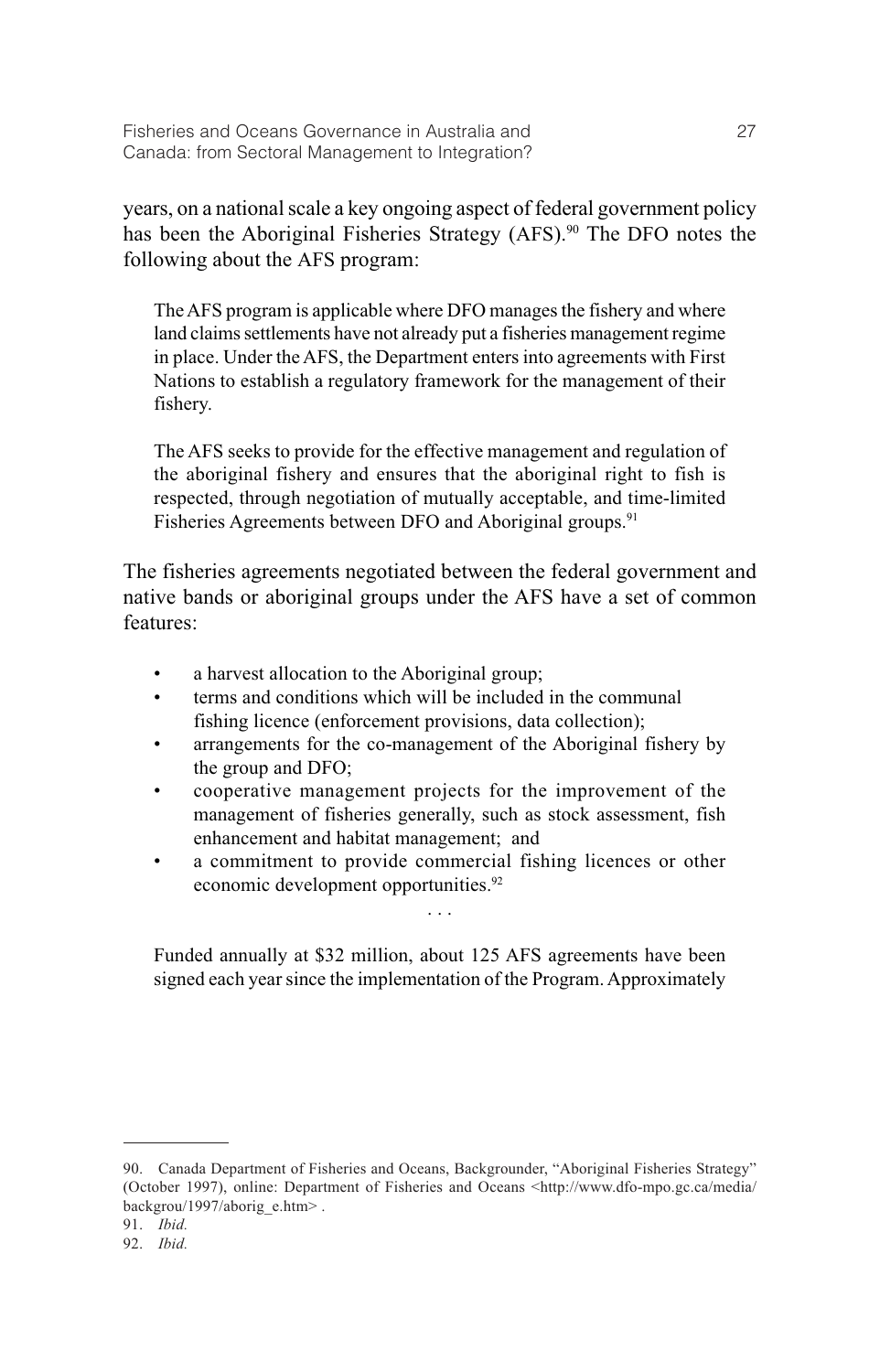years, on a national scale a key ongoing aspect of federal government policy has been the Aboriginal Fisheries Strategy (AFS).[90] The DFO notes the following about the AFS program:

> The AFS program is applicable where DFO manages the fishery and where land claims settlements have not already put a fisheries management regime in place. Under the AFS, the Department enters into agreements with First Nations to establish a regulatory framework for the management of their fishery.
>
> The AFS seeks to provide for the effective management and regulation of the aboriginal fishery and ensures that the aboriginal right to fish is respected, through negotiation of mutually acceptable, and time-limited Fisheries Agreements between DFO and Aboriginal groups.[91]

The fisheries agreements negotiated between the federal government and native bands or aboriginal groups under the AFS have a set of common features:

- a harvest allocation to the Aboriginal group;
- terms and conditions which will be included in the communal fishing licence (enforcement provisions, data collection);
- arrangements for the co-management of the Aboriginal fishery by the group and DFO;
- cooperative management projects for the improvement of the management of fisheries generally, such as stock assessment, fish enhancement and habitat management; and
- a commitment to provide commercial fishing licences or other economic development opportunities.[92]

. . .

> Funded annually at $32 million, about 125 AFS agreements have been signed each year since the implementation of the Program. Approximately

---

90. Canada Department of Fisheries and Oceans, Backgrounder, "Aboriginal Fisheries Strategy" (October 1997), online: Department of Fisheries and Oceans <http://www.dfo-mpo.gc.ca/media/backgrou/1997/aborig_e.htm> .

91. *Ibid.*

92. *Ibid.*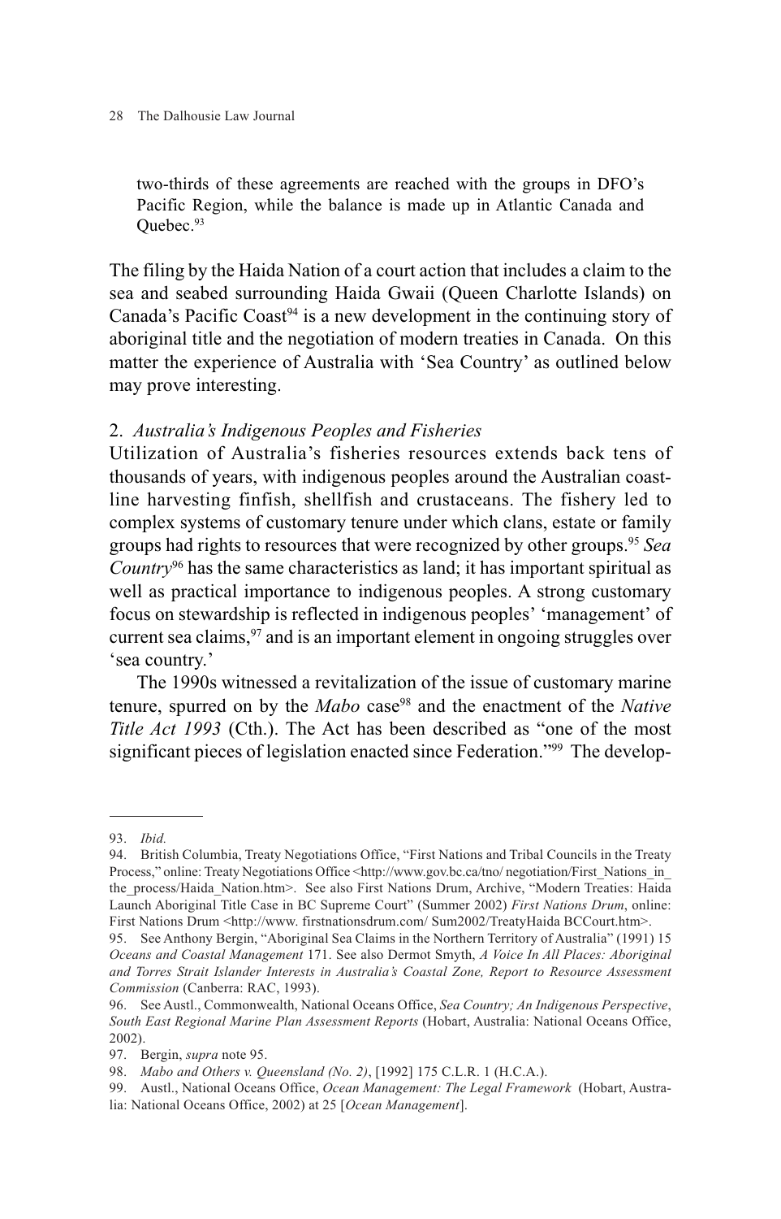two-thirds of these agreements are reached with the groups in DFO's Pacific Region, while the balance is made up in Atlantic Canada and Quebec.[93]

The filing by the Haida Nation of a court action that includes a claim to the sea and seabed surrounding Haida Gwaii (Queen Charlotte Islands) on Canada's Pacific Coast[94] is a new development in the continuing story of aboriginal title and the negotiation of modern treaties in Canada. On this matter the experience of Australia with 'Sea Country' as outlined below may prove interesting.

### 2. *Australia's Indigenous Peoples and Fisheries*

Utilization of Australia's fisheries resources extends back tens of thousands of years, with indigenous peoples around the Australian coastline harvesting finfish, shellfish and crustaceans. The fishery led to complex systems of customary tenure under which clans, estate or family groups had rights to resources that were recognized by other groups.[95] *Sea Country*[96] has the same characteristics as land; it has important spiritual as well as practical importance to indigenous peoples. A strong customary focus on stewardship is reflected in indigenous peoples' 'management' of current sea claims,[97] and is an important element in ongoing struggles over 'sea country.'

The 1990s witnessed a revitalization of the issue of customary marine tenure, spurred on by the *Mabo* case[98] and the enactment of the *Native Title Act 1993* (Cth.). The Act has been described as "one of the most significant pieces of legislation enacted since Federation."[99] The develop-

---

93. *Ibid.*

94. British Columbia, Treaty Negotiations Office, "First Nations and Tribal Councils in the Treaty Process," online: Treaty Negotiations Office <http://www.gov.bc.ca/tno/ negotiation/First_Nations_in_the_process/Haida_Nation.htm>. See also First Nations Drum, Archive, "Modern Treaties: Haida Launch Aboriginal Title Case in BC Supreme Court" (Summer 2002) *First Nations Drum*, online: First Nations Drum <http://www. firstnationsdrum.com/ Sum2002/TreatyHaida BCCourt.htm>.

95. See Anthony Bergin, "Aboriginal Sea Claims in the Northern Territory of Australia" (1991) 15 *Oceans and Coastal Management* 171. See also Dermot Smyth, *A Voice In All Places: Aboriginal and Torres Strait Islander Interests in Australia's Coastal Zone, Report to Resource Assessment Commission* (Canberra: RAC, 1993).

96. See Austl., Commonwealth, National Oceans Office, *Sea Country; An Indigenous Perspective*, *South East Regional Marine Plan Assessment Reports* (Hobart, Australia: National Oceans Office, 2002).

97. Bergin, *supra* note 95.

98. *Mabo and Others v. Queensland (No. 2)*, [1992] 175 C.L.R. 1 (H.C.A.).

99. Austl., National Oceans Office, *Ocean Management: The Legal Framework* (Hobart, Australia: National Oceans Office, 2002) at 25 [*Ocean Management*].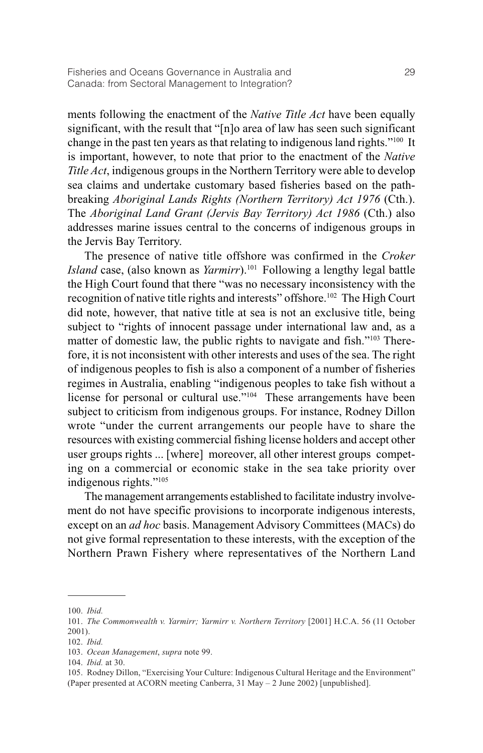ments following the enactment of the *Native Title Act* have been equally significant, with the result that "[n]o area of law has seen such significant change in the past ten years as that relating to indigenous land rights."[100] It is important, however, to note that prior to the enactment of the *Native Title Act*, indigenous groups in the Northern Territory were able to develop sea claims and undertake customary based fisheries based on the path-breaking *Aboriginal Lands Rights (Northern Territory) Act 1976* (Cth.). The *Aboriginal Land Grant (Jervis Bay Territory) Act 1986* (Cth.) also addresses marine issues central to the concerns of indigenous groups in the Jervis Bay Territory.

The presence of native title offshore was confirmed in the *Croker Island* case, (also known as *Yarmirr*).[101] Following a lengthy legal battle the High Court found that there "was no necessary inconsistency with the recognition of native title rights and interests" offshore.[102] The High Court did note, however, that native title at sea is not an exclusive title, being subject to "rights of innocent passage under international law and, as a matter of domestic law, the public rights to navigate and fish."[103] Therefore, it is not inconsistent with other interests and uses of the sea. The right of indigenous peoples to fish is also a component of a number of fisheries regimes in Australia, enabling "indigenous peoples to take fish without a license for personal or cultural use."[104] These arrangements have been subject to criticism from indigenous groups. For instance, Rodney Dillon wrote "under the current arrangements our people have to share the resources with existing commercial fishing license holders and accept other user groups rights ... [where] moreover, all other interest groups competing on a commercial or economic stake in the sea take priority over indigenous rights."[105]

The management arrangements established to facilitate industry involvement do not have specific provisions to incorporate indigenous interests, except on an *ad hoc* basis. Management Advisory Committees (MACs) do not give formal representation to these interests, with the exception of the Northern Prawn Fishery where representatives of the Northern Land

---

100. *Ibid.*

101. *The Commonwealth v. Yarmirr; Yarmirr v. Northern Territory* [2001] H.C.A. 56 (11 October 2001).

102. *Ibid.*

103. *Ocean Management*, *supra* note 99.

104. *Ibid.* at 30.

105. Rodney Dillon, "Exercising Your Culture: Indigenous Cultural Heritage and the Environment" (Paper presented at ACORN meeting Canberra, 31 May – 2 June 2002) [unpublished].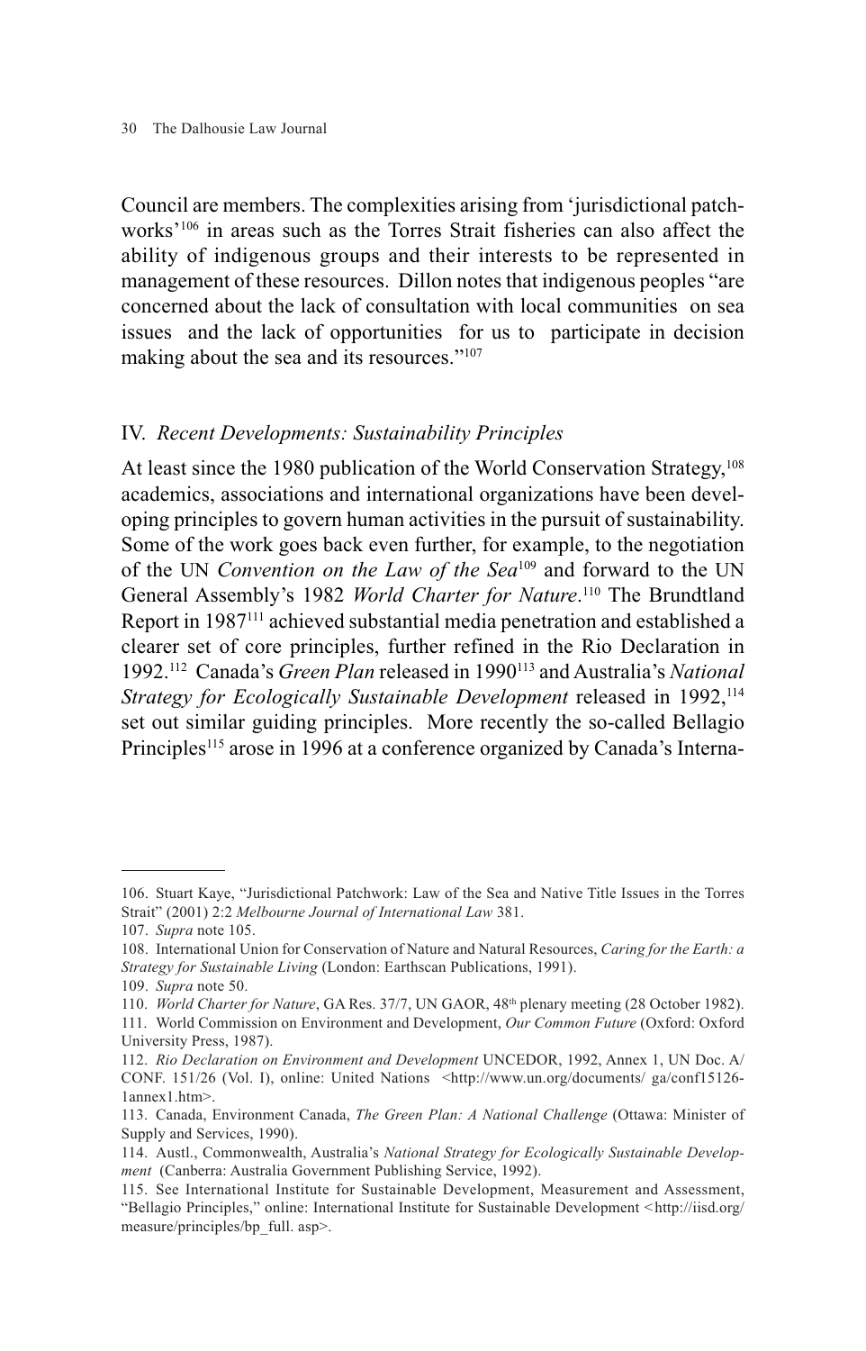Council are members. The complexities arising from 'jurisdictional patchworks'[106] in areas such as the Torres Strait fisheries can also affect the ability of indigenous groups and their interests to be represented in management of these resources. Dillon notes that indigenous peoples "are concerned about the lack of consultation with local communities on sea issues and the lack of opportunities for us to participate in decision making about the sea and its resources."[107]

## IV. *Recent Developments: Sustainability Principles*

At least since the 1980 publication of the World Conservation Strategy,[108] academics, associations and international organizations have been developing principles to govern human activities in the pursuit of sustainability. Some of the work goes back even further, for example, to the negotiation of the UN *Convention on the Law of the Sea*[109] and forward to the UN General Assembly's 1982 *World Charter for Nature*.[110] The Brundtland Report in 1987[111] achieved substantial media penetration and established a clearer set of core principles, further refined in the Rio Declaration in 1992.[112] Canada's *Green Plan* released in 1990[113] and Australia's *National Strategy for Ecologically Sustainable Development* released in 1992,[114] set out similar guiding principles. More recently the so-called Bellagio Principles[115] arose in 1996 at a conference organized by Canada's Interna-

---

106. Stuart Kaye, "Jurisdictional Patchwork: Law of the Sea and Native Title Issues in the Torres Strait" (2001) 2:2 *Melbourne Journal of International Law* 381.

107. *Supra* note 105.

108. International Union for Conservation of Nature and Natural Resources, *Caring for the Earth: a Strategy for Sustainable Living* (London: Earthscan Publications, 1991).

109. *Supra* note 50.

110. *World Charter for Nature*, GA Res. 37/7, UN GAOR, 48th plenary meeting (28 October 1982).

111. World Commission on Environment and Development, *Our Common Future* (Oxford: Oxford University Press, 1987).

112. *Rio Declaration on Environment and Development* UNCEDOR, 1992, Annex 1, UN Doc. A/CONF. 151/26 (Vol. I), online: United Nations <http://www.un.org/documents/ ga/conf15126-1annex1.htm>.

113. Canada, Environment Canada, *The Green Plan: A National Challenge* (Ottawa: Minister of Supply and Services, 1990).

114. Austl., Commonwealth, Australia's *National Strategy for Ecologically Sustainable Development* (Canberra: Australia Government Publishing Service, 1992).

115. See International Institute for Sustainable Development, Measurement and Assessment, "Bellagio Principles," online: International Institute for Sustainable Development <http://iisd.org/ measure/principles/bp_full. asp>.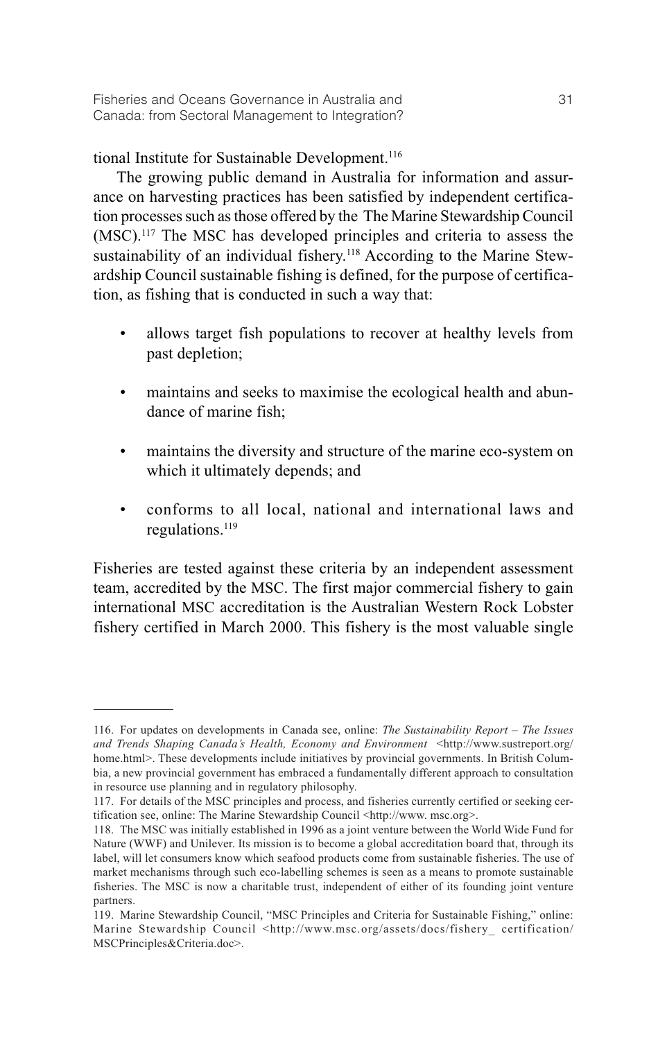tional Institute for Sustainable Development.[116]

The growing public demand in Australia for information and assurance on harvesting practices has been satisfied by independent certification processes such as those offered by the The Marine Stewardship Council (MSC).[117] The MSC has developed principles and criteria to assess the sustainability of an individual fishery.[118] According to the Marine Stewardship Council sustainable fishing is defined, for the purpose of certification, as fishing that is conducted in such a way that:

- allows target fish populations to recover at healthy levels from past depletion;
- maintains and seeks to maximise the ecological health and abundance of marine fish;
- maintains the diversity and structure of the marine eco-system on which it ultimately depends; and
- conforms to all local, national and international laws and regulations.[119]

Fisheries are tested against these criteria by an independent assessment team, accredited by the MSC. The first major commercial fishery to gain international MSC accreditation is the Australian Western Rock Lobster fishery certified in March 2000. This fishery is the most valuable single

---

116. For updates on developments in Canada see, online: *The Sustainability Report – The Issues and Trends Shaping Canada's Health, Economy and Environment* <http://www.sustreport.org/home.html>. These developments include initiatives by provincial governments. In British Columbia, a new provincial government has embraced a fundamentally different approach to consultation in resource use planning and in regulatory philosophy.

117. For details of the MSC principles and process, and fisheries currently certified or seeking certification see, online: The Marine Stewardship Council <http://www. msc.org>.

118. The MSC was initially established in 1996 as a joint venture between the World Wide Fund for Nature (WWF) and Unilever. Its mission is to become a global accreditation board that, through its label, will let consumers know which seafood products come from sustainable fisheries. The use of market mechanisms through such eco-labelling schemes is seen as a means to promote sustainable fisheries. The MSC is now a charitable trust, independent of either of its founding joint venture partners.

119. Marine Stewardship Council, "MSC Principles and Criteria for Sustainable Fishing," online: Marine Stewardship Council <http://www.msc.org/assets/docs/fishery_ certification/MSCPrinciples&Criteria.doc>.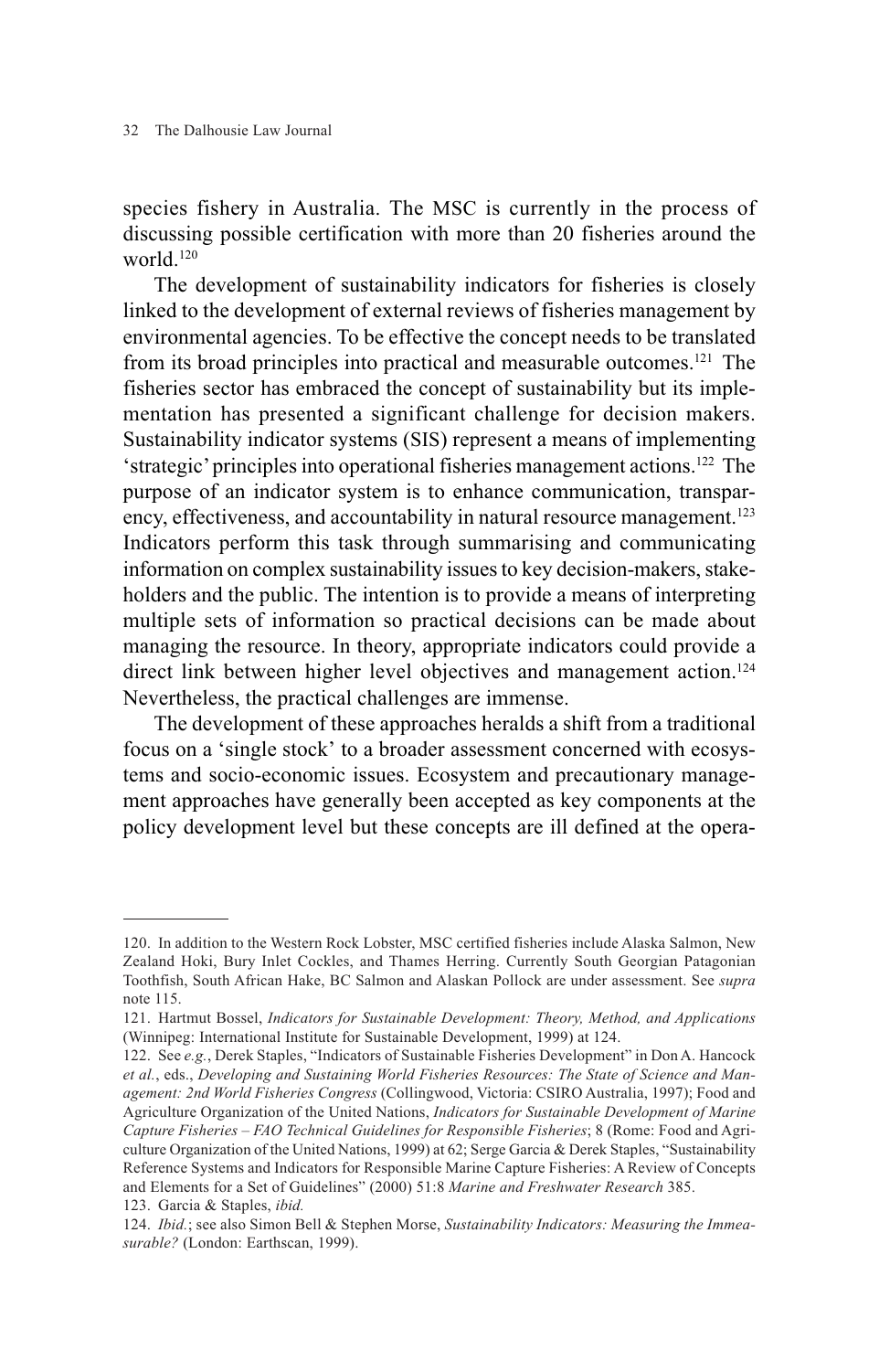species fishery in Australia. The MSC is currently in the process of discussing possible certification with more than 20 fisheries around the world.[120]

The development of sustainability indicators for fisheries is closely linked to the development of external reviews of fisheries management by environmental agencies. To be effective the concept needs to be translated from its broad principles into practical and measurable outcomes.[121] The fisheries sector has embraced the concept of sustainability but its implementation has presented a significant challenge for decision makers. Sustainability indicator systems (SIS) represent a means of implementing 'strategic' principles into operational fisheries management actions.[122] The purpose of an indicator system is to enhance communication, transparency, effectiveness, and accountability in natural resource management.[123] Indicators perform this task through summarising and communicating information on complex sustainability issues to key decision-makers, stakeholders and the public. The intention is to provide a means of interpreting multiple sets of information so practical decisions can be made about managing the resource. In theory, appropriate indicators could provide a direct link between higher level objectives and management action.[124] Nevertheless, the practical challenges are immense.

The development of these approaches heralds a shift from a traditional focus on a 'single stock' to a broader assessment concerned with ecosystems and socio-economic issues. Ecosystem and precautionary management approaches have generally been accepted as key components at the policy development level but these concepts are ill defined at the opera-

---

120. In addition to the Western Rock Lobster, MSC certified fisheries include Alaska Salmon, New Zealand Hoki, Bury Inlet Cockles, and Thames Herring. Currently South Georgian Patagonian Toothfish, South African Hake, BC Salmon and Alaskan Pollock are under assessment. See *supra* note 115.

121. Hartmut Bossel, *Indicators for Sustainable Development: Theory, Method, and Applications* (Winnipeg: International Institute for Sustainable Development, 1999) at 124.

122. See *e.g.*, Derek Staples, "Indicators of Sustainable Fisheries Development" in Don A. Hancock *et al.*, eds., *Developing and Sustaining World Fisheries Resources: The State of Science and Management: 2nd World Fisheries Congress* (Collingwood, Victoria: CSIRO Australia, 1997); Food and Agriculture Organization of the United Nations, *Indicators for Sustainable Development of Marine Capture Fisheries – FAO Technical Guidelines for Responsible Fisheries*; 8 (Rome: Food and Agriculture Organization of the United Nations, 1999) at 62; Serge Garcia & Derek Staples, "Sustainability Reference Systems and Indicators for Responsible Marine Capture Fisheries: A Review of Concepts and Elements for a Set of Guidelines" (2000) 51:8 *Marine and Freshwater Research* 385.

123. Garcia & Staples, *ibid.*

124. *Ibid.*; see also Simon Bell & Stephen Morse, *Sustainability Indicators: Measuring the Immeasurable?* (London: Earthscan, 1999).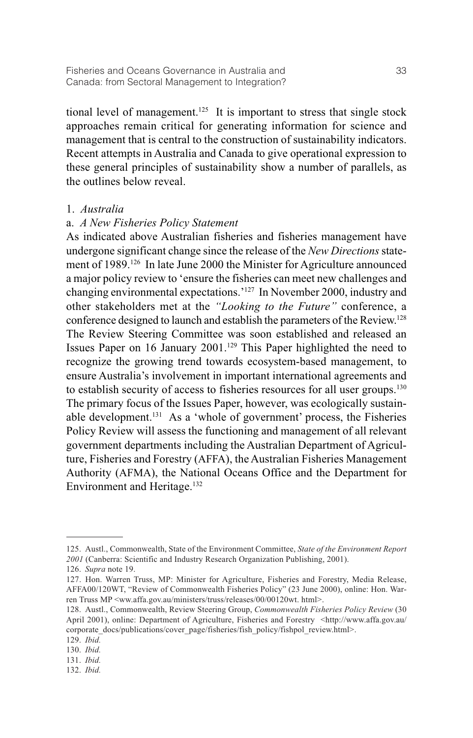tional level of management.[125] It is important to stress that single stock approaches remain critical for generating information for science and management that is central to the construction of sustainability indicators. Recent attempts in Australia and Canada to give operational expression to these general principles of sustainability show a number of parallels, as the outlines below reveal.

1. *Australia*

a. *A New Fisheries Policy Statement*

As indicated above Australian fisheries and fisheries management have undergone significant change since the release of the *New Directions* statement of 1989.[126] In late June 2000 the Minister for Agriculture announced a major policy review to 'ensure the fisheries can meet new challenges and changing environmental expectations.'[127] In November 2000, industry and other stakeholders met at the *"Looking to the Future"* conference, a conference designed to launch and establish the parameters of the Review.[128] The Review Steering Committee was soon established and released an Issues Paper on 16 January 2001.[129] This Paper highlighted the need to recognize the growing trend towards ecosystem-based management, to ensure Australia's involvement in important international agreements and to establish security of access to fisheries resources for all user groups.[130] The primary focus of the Issues Paper, however, was ecologically sustainable development.[131] As a 'whole of government' process, the Fisheries Policy Review will assess the functioning and management of all relevant government departments including the Australian Department of Agriculture, Fisheries and Forestry (AFFA), the Australian Fisheries Management Authority (AFMA), the National Oceans Office and the Department for Environment and Heritage.[132]

---

125. Austl., Commonwealth, State of the Environment Committee, *State of the Environment Report 2001* (Canberra: Scientific and Industry Research Organization Publishing, 2001).

126. *Supra* note 19.

127. Hon. Warren Truss, MP: Minister for Agriculture, Fisheries and Forestry, Media Release, AFFA00/120WT, "Review of Commonwealth Fisheries Policy" (23 June 2000), online: Hon. Warren Truss MP <ww.affa.gov.au/ministers/truss/releases/00/00120wt. html>.

128. Austl., Commonwealth, Review Steering Group, *Commonwealth Fisheries Policy Review* (30 April 2001), online: Department of Agriculture, Fisheries and Forestry <http://www.affa.gov.au/corporate_docs/publications/cover_page/fisheries/fish_policy/fishpol_review.html>.

129. *Ibid.*

130. *Ibid.*

131. *Ibid.*

132. *Ibid.*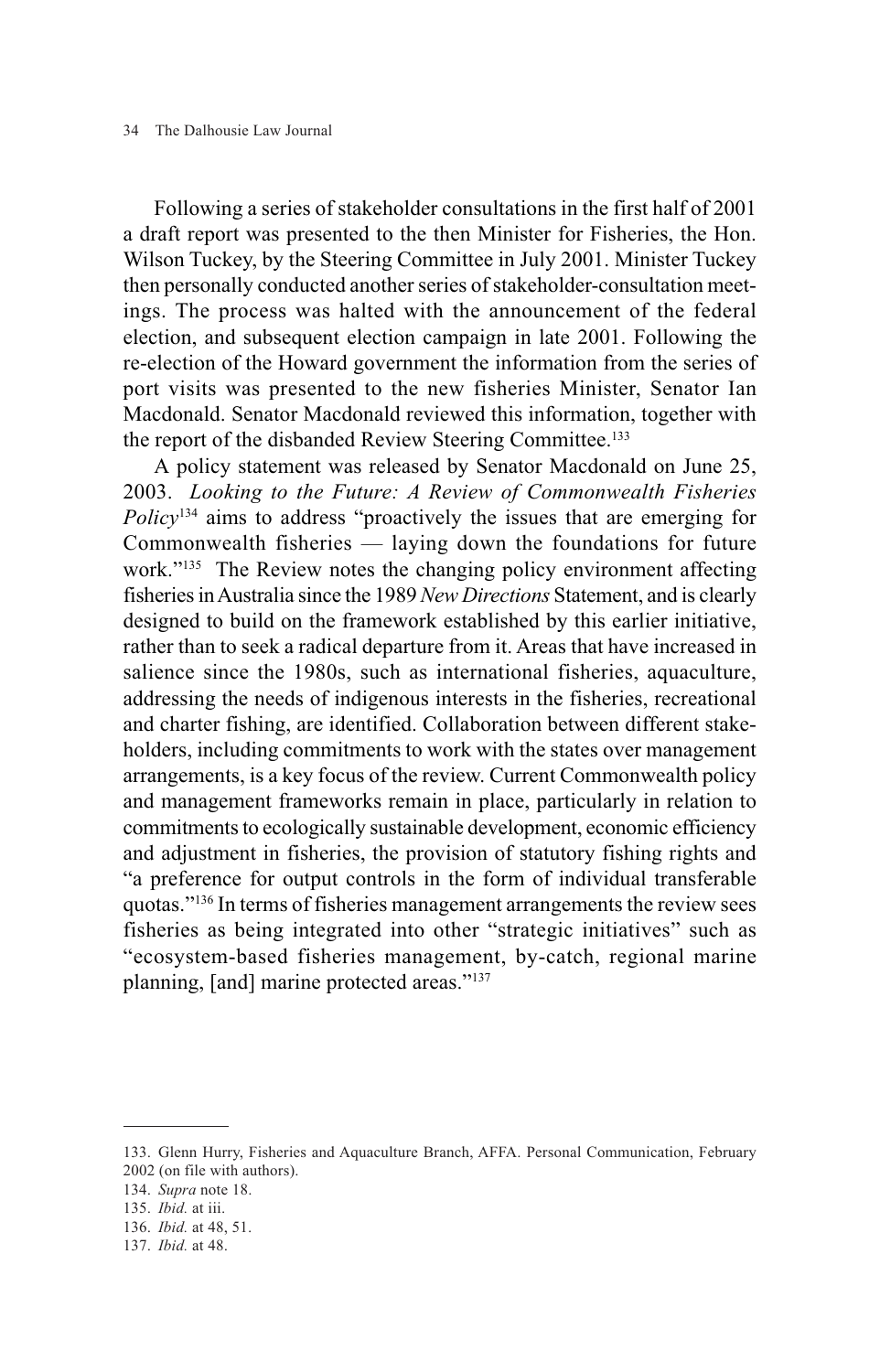Following a series of stakeholder consultations in the first half of 2001 a draft report was presented to the then Minister for Fisheries, the Hon. Wilson Tuckey, by the Steering Committee in July 2001. Minister Tuckey then personally conducted another series of stakeholder-consultation meetings. The process was halted with the announcement of the federal election, and subsequent election campaign in late 2001. Following the re-election of the Howard government the information from the series of port visits was presented to the new fisheries Minister, Senator Ian Macdonald. Senator Macdonald reviewed this information, together with the report of the disbanded Review Steering Committee.[133]

A policy statement was released by Senator Macdonald on June 25, 2003. *Looking to the Future: A Review of Commonwealth Fisheries Policy*[134] aims to address "proactively the issues that are emerging for Commonwealth fisheries — laying down the foundations for future work."[135] The Review notes the changing policy environment affecting fisheries in Australia since the 1989 *New Directions* Statement, and is clearly designed to build on the framework established by this earlier initiative, rather than to seek a radical departure from it. Areas that have increased in salience since the 1980s, such as international fisheries, aquaculture, addressing the needs of indigenous interests in the fisheries, recreational and charter fishing, are identified. Collaboration between different stakeholders, including commitments to work with the states over management arrangements, is a key focus of the review. Current Commonwealth policy and management frameworks remain in place, particularly in relation to commitments to ecologically sustainable development, economic efficiency and adjustment in fisheries, the provision of statutory fishing rights and "a preference for output controls in the form of individual transferable quotas."[136] In terms of fisheries management arrangements the review sees fisheries as being integrated into other "strategic initiatives" such as "ecosystem-based fisheries management, by-catch, regional marine planning, [and] marine protected areas."[137]

---

133. Glenn Hurry, Fisheries and Aquaculture Branch, AFFA. Personal Communication, February 2002 (on file with authors).

134. *Supra* note 18.

135. *Ibid.* at iii.

136. *Ibid.* at 48, 51.

137. *Ibid.* at 48.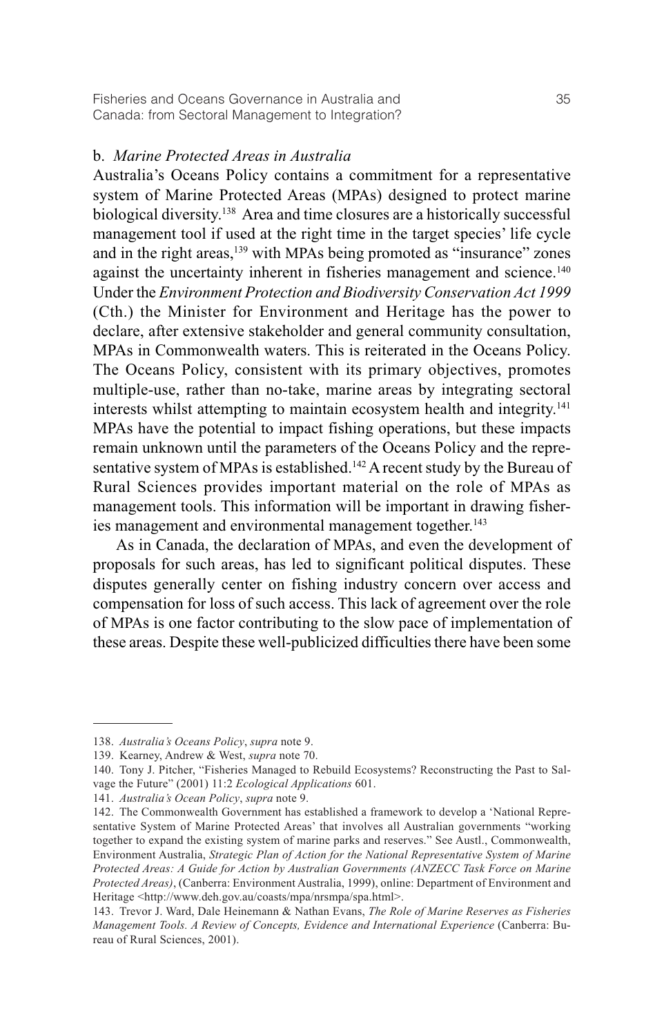### b. *Marine Protected Areas in Australia*

Australia's Oceans Policy contains a commitment for a representative system of Marine Protected Areas (MPAs) designed to protect marine biological diversity.[138] Area and time closures are a historically successful management tool if used at the right time in the target species' life cycle and in the right areas,[139] with MPAs being promoted as "insurance" zones against the uncertainty inherent in fisheries management and science.[140] Under the *Environment Protection and Biodiversity Conservation Act 1999* (Cth.) the Minister for Environment and Heritage has the power to declare, after extensive stakeholder and general community consultation, MPAs in Commonwealth waters. This is reiterated in the Oceans Policy. The Oceans Policy, consistent with its primary objectives, promotes multiple-use, rather than no-take, marine areas by integrating sectoral interests whilst attempting to maintain ecosystem health and integrity.[141] MPAs have the potential to impact fishing operations, but these impacts remain unknown until the parameters of the Oceans Policy and the representative system of MPAs is established.[142] A recent study by the Bureau of Rural Sciences provides important material on the role of MPAs as management tools. This information will be important in drawing fisheries management and environmental management together.[143]

As in Canada, the declaration of MPAs, and even the development of proposals for such areas, has led to significant political disputes. These disputes generally center on fishing industry concern over access and compensation for loss of such access. This lack of agreement over the role of MPAs is one factor contributing to the slow pace of implementation of these areas. Despite these well-publicized difficulties there have been some

---

138. *Australia's Oceans Policy*, *supra* note 9.

139. Kearney, Andrew & West, *supra* note 70.

140. Tony J. Pitcher, "Fisheries Managed to Rebuild Ecosystems? Reconstructing the Past to Salvage the Future" (2001) 11:2 *Ecological Applications* 601.

141. *Australia's Ocean Policy*, *supra* note 9.

142. The Commonwealth Government has established a framework to develop a 'National Representative System of Marine Protected Areas' that involves all Australian governments "working together to expand the existing system of marine parks and reserves." See Austl., Commonwealth, Environment Australia, *Strategic Plan of Action for the National Representative System of Marine Protected Areas: A Guide for Action by Australian Governments (ANZECC Task Force on Marine Protected Areas)*, (Canberra: Environment Australia, 1999), online: Department of Environment and Heritage <http://www.deh.gov.au/coasts/mpa/nrsmpa/spa.html>.

143. Trevor J. Ward, Dale Heinemann & Nathan Evans, *The Role of Marine Reserves as Fisheries Management Tools. A Review of Concepts, Evidence and International Experience* (Canberra: Bureau of Rural Sciences, 2001).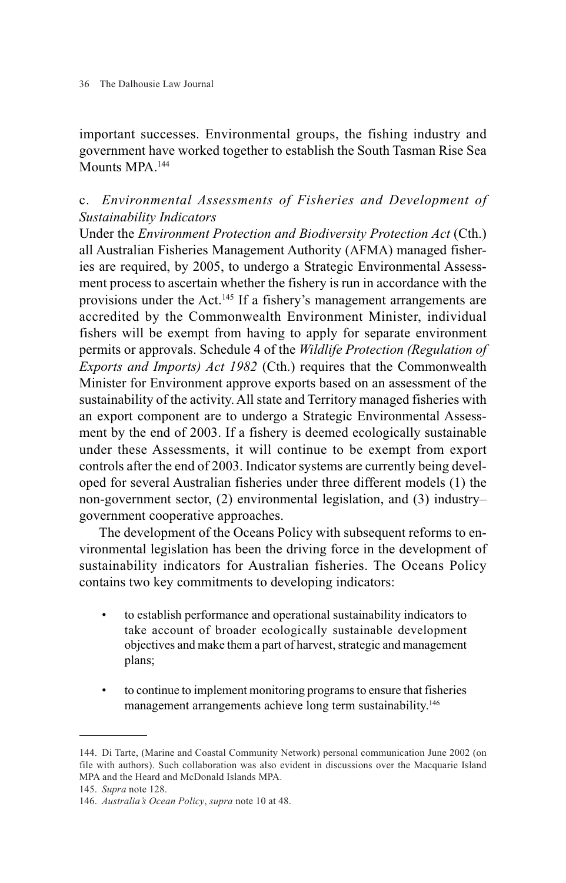important successes. Environmental groups, the fishing industry and government have worked together to establish the South Tasman Rise Sea Mounts MPA.[144]

### c. *Environmental Assessments of Fisheries and Development of Sustainability Indicators*

Under the *Environment Protection and Biodiversity Protection Act* (Cth.) all Australian Fisheries Management Authority (AFMA) managed fisheries are required, by 2005, to undergo a Strategic Environmental Assessment process to ascertain whether the fishery is run in accordance with the provisions under the Act.[145] If a fishery's management arrangements are accredited by the Commonwealth Environment Minister, individual fishers will be exempt from having to apply for separate environment permits or approvals. Schedule 4 of the *Wildlife Protection (Regulation of Exports and Imports) Act 1982* (Cth.) requires that the Commonwealth Minister for Environment approve exports based on an assessment of the sustainability of the activity. All state and Territory managed fisheries with an export component are to undergo a Strategic Environmental Assessment by the end of 2003. If a fishery is deemed ecologically sustainable under these Assessments, it will continue to be exempt from export controls after the end of 2003. Indicator systems are currently being developed for several Australian fisheries under three different models (1) the non-government sector, (2) environmental legislation, and (3) industry–government cooperative approaches.

The development of the Oceans Policy with subsequent reforms to environmental legislation has been the driving force in the development of sustainability indicators for Australian fisheries. The Oceans Policy contains two key commitments to developing indicators:

- to establish performance and operational sustainability indicators to take account of broader ecologically sustainable development objectives and make them a part of harvest, strategic and management plans;

- to continue to implement monitoring programs to ensure that fisheries management arrangements achieve long term sustainability.[146]

---

144. Di Tarte, (Marine and Coastal Community Network) personal communication June 2002 (on file with authors). Such collaboration was also evident in discussions over the Macquarie Island MPA and the Heard and McDonald Islands MPA.

145. *Supra* note 128.

146. *Australia's Ocean Policy*, *supra* note 10 at 48.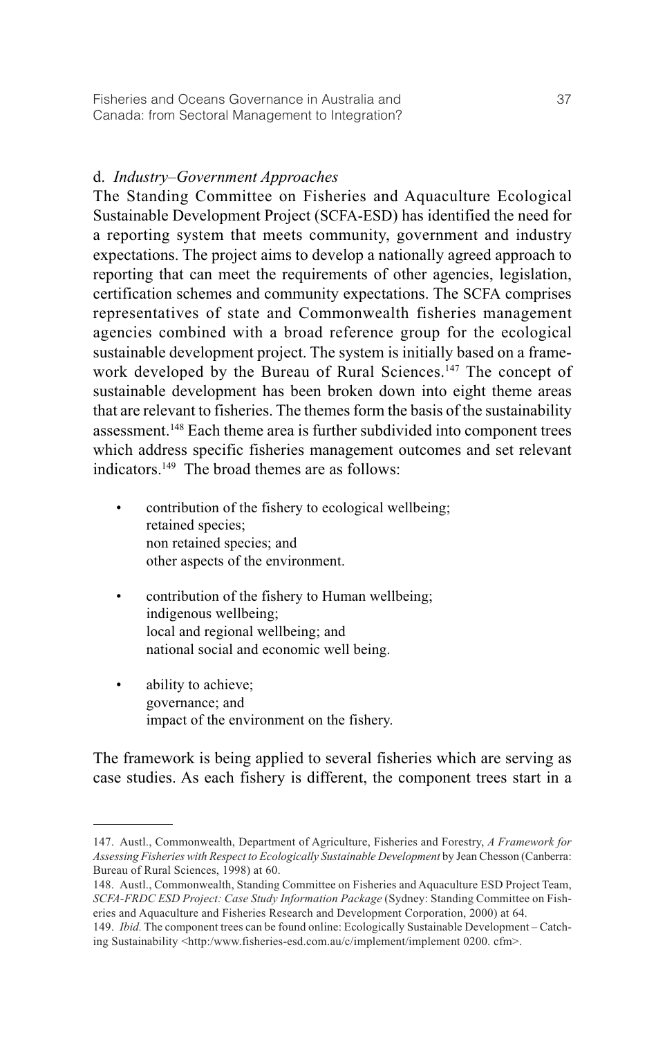d. *Industry–Government Approaches*

The Standing Committee on Fisheries and Aquaculture Ecological Sustainable Development Project (SCFA-ESD) has identified the need for a reporting system that meets community, government and industry expectations. The project aims to develop a nationally agreed approach to reporting that can meet the requirements of other agencies, legislation, certification schemes and community expectations. The SCFA comprises representatives of state and Commonwealth fisheries management agencies combined with a broad reference group for the ecological sustainable development project. The system is initially based on a framework developed by the Bureau of Rural Sciences.[147] The concept of sustainable development has been broken down into eight theme areas that are relevant to fisheries. The themes form the basis of the sustainability assessment.[148] Each theme area is further subdivided into component trees which address specific fisheries management outcomes and set relevant indicators.[149] The broad themes are as follows:

- contribution of the fishery to ecological wellbeing;
  retained species;
  non retained species; and
  other aspects of the environment.

- contribution of the fishery to Human wellbeing;
  indigenous wellbeing;
  local and regional wellbeing; and
  national social and economic well being.

- ability to achieve;
  governance; and
  impact of the environment on the fishery.

The framework is being applied to several fisheries which are serving as case studies. As each fishery is different, the component trees start in a

---

147. Austl., Commonwealth, Department of Agriculture, Fisheries and Forestry, *A Framework for Assessing Fisheries with Respect to Ecologically Sustainable Development* by Jean Chesson (Canberra: Bureau of Rural Sciences, 1998) at 60.

148. Austl., Commonwealth, Standing Committee on Fisheries and Aquaculture ESD Project Team, *SCFA-FRDC ESD Project: Case Study Information Package* (Sydney: Standing Committee on Fisheries and Aquaculture and Fisheries Research and Development Corporation, 2000) at 64.

149. *Ibid.* The component trees can be found online: Ecologically Sustainable Development – Catching Sustainability <http:/www.fisheries-esd.com.au/c/implement/implement 0200. cfm>.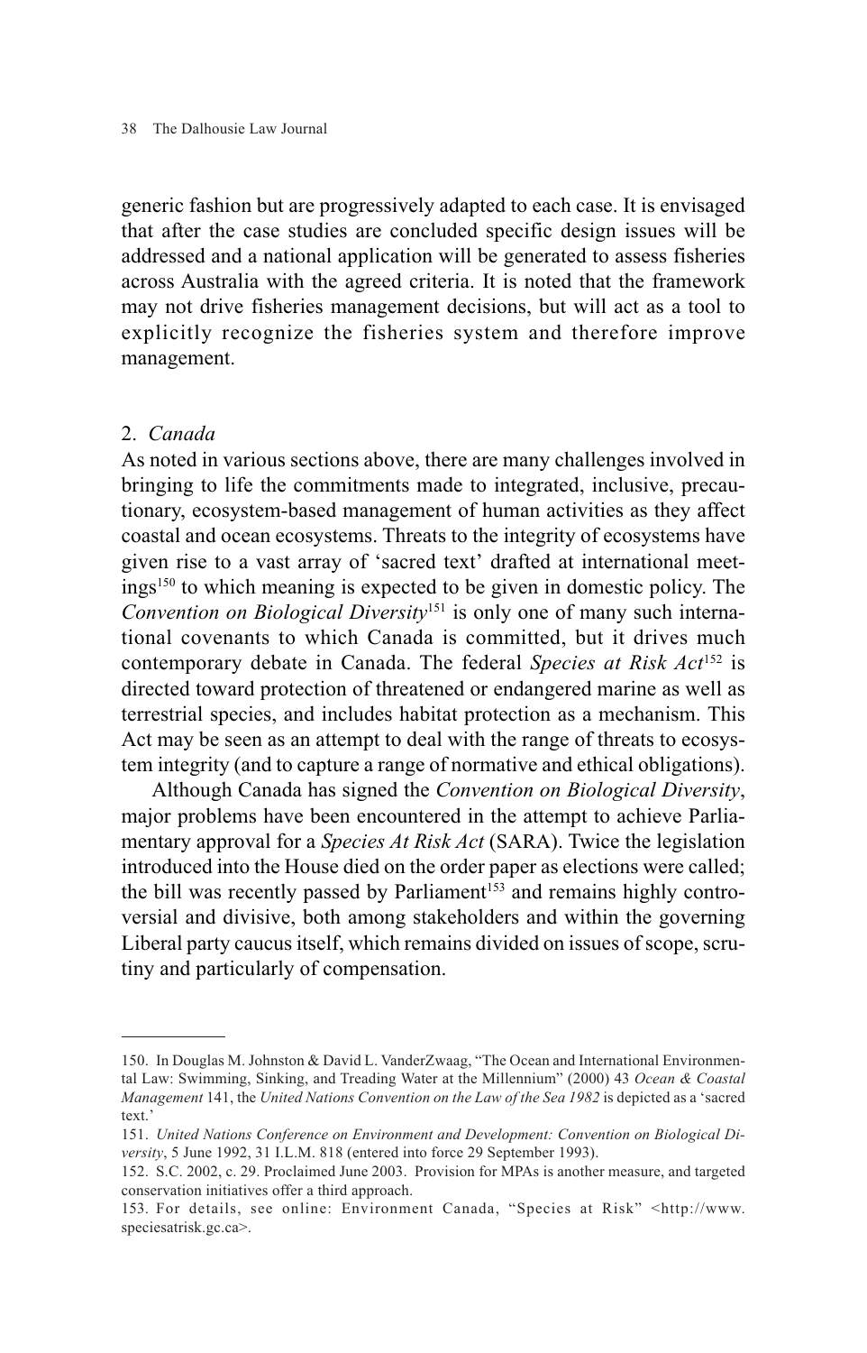generic fashion but are progressively adapted to each case. It is envisaged that after the case studies are concluded specific design issues will be addressed and a national application will be generated to assess fisheries across Australia with the agreed criteria. It is noted that the framework may not drive fisheries management decisions, but will act as a tool to explicitly recognize the fisheries system and therefore improve management.

### 2. *Canada*

As noted in various sections above, there are many challenges involved in bringing to life the commitments made to integrated, inclusive, precautionary, ecosystem-based management of human activities as they affect coastal and ocean ecosystems. Threats to the integrity of ecosystems have given rise to a vast array of 'sacred text' drafted at international meetings[150] to which meaning is expected to be given in domestic policy. The *Convention on Biological Diversity*[151] is only one of many such international covenants to which Canada is committed, but it drives much contemporary debate in Canada. The federal *Species at Risk Act*[152] is directed toward protection of threatened or endangered marine as well as terrestrial species, and includes habitat protection as a mechanism. This Act may be seen as an attempt to deal with the range of threats to ecosystem integrity (and to capture a range of normative and ethical obligations).

Although Canada has signed the *Convention on Biological Diversity*, major problems have been encountered in the attempt to achieve Parliamentary approval for a *Species At Risk Act* (SARA). Twice the legislation introduced into the House died on the order paper as elections were called; the bill was recently passed by Parliament[153] and remains highly controversial and divisive, both among stakeholders and within the governing Liberal party caucus itself, which remains divided on issues of scope, scrutiny and particularly of compensation.

---

150. In Douglas M. Johnston & David L. VanderZwaag, "The Ocean and International Environmental Law: Swimming, Sinking, and Treading Water at the Millennium" (2000) 43 *Ocean & Coastal Management* 141, the *United Nations Convention on the Law of the Sea 1982* is depicted as a 'sacred text.'

151. *United Nations Conference on Environment and Development: Convention on Biological Diversity*, 5 June 1992, 31 I.L.M. 818 (entered into force 29 September 1993).

152. S.C. 2002, c. 29. Proclaimed June 2003. Provision for MPAs is another measure, and targeted conservation initiatives offer a third approach.

153. For details, see online: Environment Canada, "Species at Risk" <http://www.speciesatrisk.gc.ca>.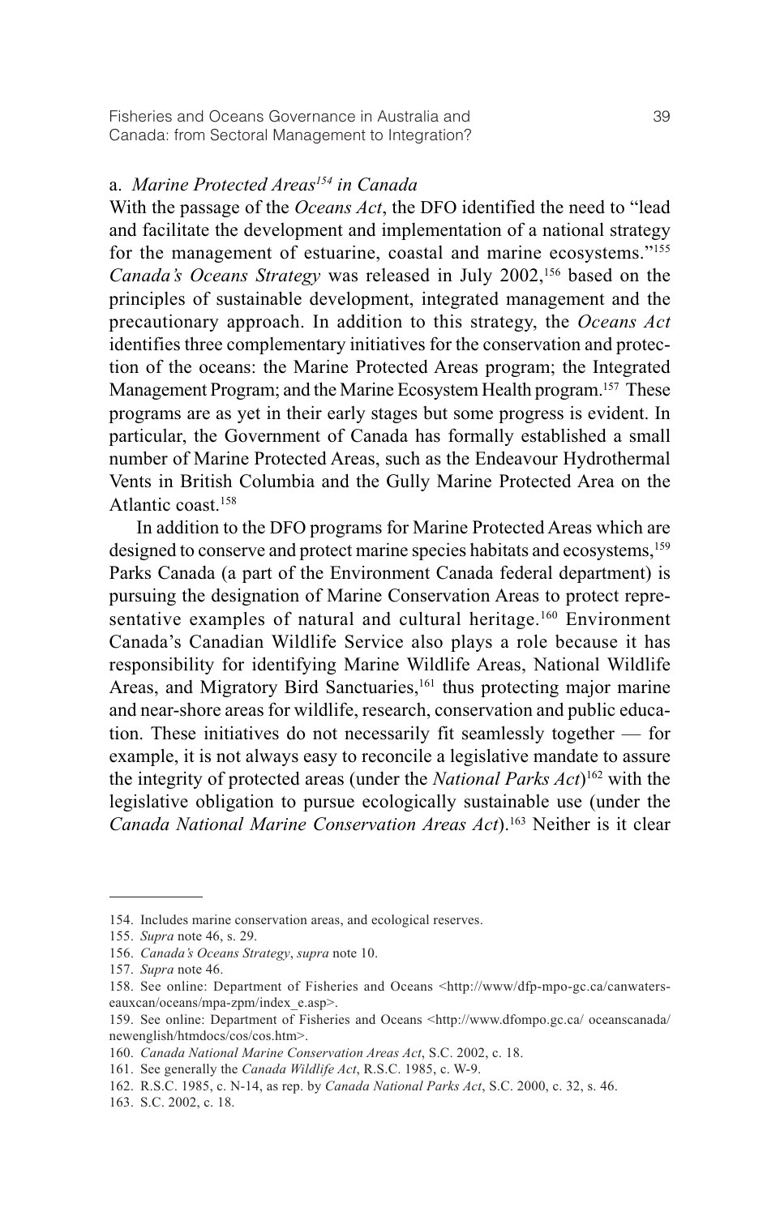### a. *Marine Protected Areas*[154] *in Canada*

With the passage of the *Oceans Act*, the DFO identified the need to "lead and facilitate the development and implementation of a national strategy for the management of estuarine, coastal and marine ecosystems."[155] *Canada's Oceans Strategy* was released in July 2002,[156] based on the principles of sustainable development, integrated management and the precautionary approach. In addition to this strategy, the *Oceans Act* identifies three complementary initiatives for the conservation and protection of the oceans: the Marine Protected Areas program; the Integrated Management Program; and the Marine Ecosystem Health program.[157] These programs are as yet in their early stages but some progress is evident. In particular, the Government of Canada has formally established a small number of Marine Protected Areas, such as the Endeavour Hydrothermal Vents in British Columbia and the Gully Marine Protected Area on the Atlantic coast.[158]

In addition to the DFO programs for Marine Protected Areas which are designed to conserve and protect marine species habitats and ecosystems,[159] Parks Canada (a part of the Environment Canada federal department) is pursuing the designation of Marine Conservation Areas to protect representative examples of natural and cultural heritage.[160] Environment Canada's Canadian Wildlife Service also plays a role because it has responsibility for identifying Marine Wildlife Areas, National Wildlife Areas, and Migratory Bird Sanctuaries,[161] thus protecting major marine and near-shore areas for wildlife, research, conservation and public education. These initiatives do not necessarily fit seamlessly together — for example, it is not always easy to reconcile a legislative mandate to assure the integrity of protected areas (under the *National Parks Act*)[162] with the legislative obligation to pursue ecologically sustainable use (under the *Canada National Marine Conservation Areas Act*).[163] Neither is it clear

---

154. Includes marine conservation areas, and ecological reserves.

155. *Supra* note 46, s. 29.

156. *Canada's Oceans Strategy*, *supra* note 10.

157. *Supra* note 46.

158. See online: Department of Fisheries and Oceans <http://www/dfp-mpo-gc.ca/canwaters-eauxcan/oceans/mpa-zpm/index_e.asp>.

159. See online: Department of Fisheries and Oceans <http://www.dfompo.gc.ca/ oceanscanada/ newenglish/htmdocs/cos/cos.htm>.

160. *Canada National Marine Conservation Areas Act*, S.C. 2002, c. 18.

161. See generally the *Canada Wildlife Act*, R.S.C. 1985, c. W-9.

162. R.S.C. 1985, c. N-14, as rep. by *Canada National Parks Act*, S.C. 2000, c. 32, s. 46.

163. S.C. 2002, c. 18.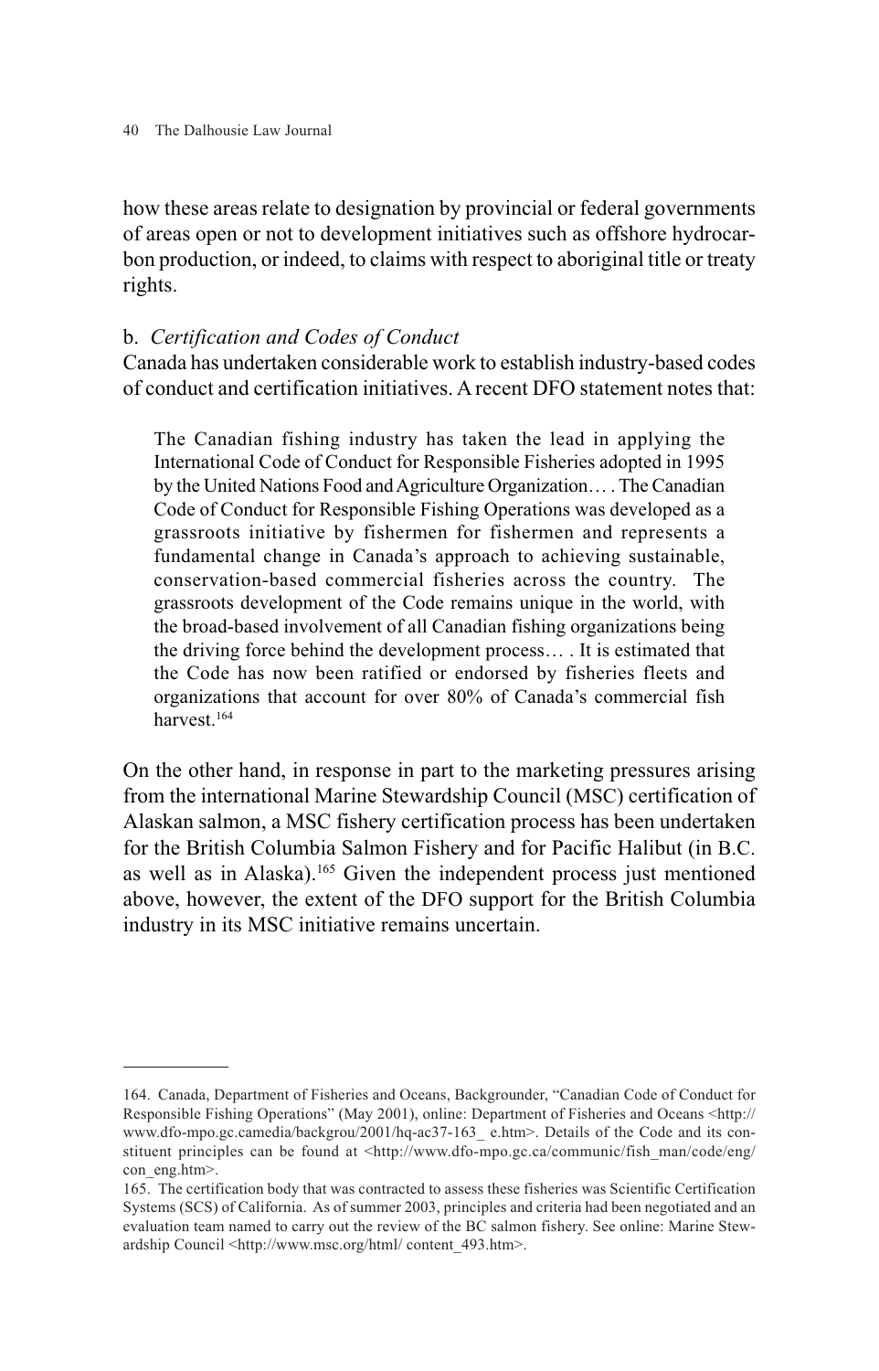how these areas relate to designation by provincial or federal governments of areas open or not to development initiatives such as offshore hydrocarbon production, or indeed, to claims with respect to aboriginal title or treaty rights.

b. *Certification and Codes of Conduct*

Canada has undertaken considerable work to establish industry-based codes of conduct and certification initiatives. A recent DFO statement notes that:

> The Canadian fishing industry has taken the lead in applying the International Code of Conduct for Responsible Fisheries adopted in 1995 by the United Nations Food and Agriculture Organization… . The Canadian Code of Conduct for Responsible Fishing Operations was developed as a grassroots initiative by fishermen for fishermen and represents a fundamental change in Canada's approach to achieving sustainable, conservation-based commercial fisheries across the country. The grassroots development of the Code remains unique in the world, with the broad-based involvement of all Canadian fishing organizations being the driving force behind the development process… . It is estimated that the Code has now been ratified or endorsed by fisheries fleets and organizations that account for over 80% of Canada's commercial fish harvest.[164]

On the other hand, in response in part to the marketing pressures arising from the international Marine Stewardship Council (MSC) certification of Alaskan salmon, a MSC fishery certification process has been undertaken for the British Columbia Salmon Fishery and for Pacific Halibut (in B.C. as well as in Alaska).[165] Given the independent process just mentioned above, however, the extent of the DFO support for the British Columbia industry in its MSC initiative remains uncertain.

---

164. Canada, Department of Fisheries and Oceans, Backgrounder, "Canadian Code of Conduct for Responsible Fishing Operations" (May 2001), online: Department of Fisheries and Oceans <http://www.dfo-mpo.gc.camedia/backgrou/2001/hq-ac37-163_ e.htm>. Details of the Code and its constituent principles can be found at <http://www.dfo-mpo.gc.ca/communic/fish_man/code/eng/con_eng.htm>.

165. The certification body that was contracted to assess these fisheries was Scientific Certification Systems (SCS) of California. As of summer 2003, principles and criteria had been negotiated and an evaluation team named to carry out the review of the BC salmon fishery. See online: Marine Stewardship Council <http://www.msc.org/html/ content_493.htm>.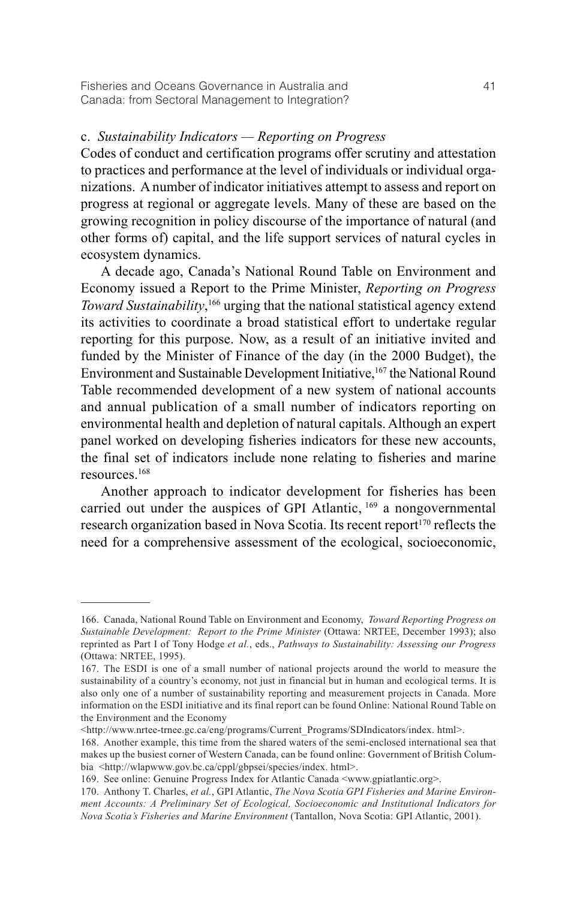c. *Sustainability Indicators — Reporting on Progress*

Codes of conduct and certification programs offer scrutiny and attestation to practices and performance at the level of individuals or individual organizations. A number of indicator initiatives attempt to assess and report on progress at regional or aggregate levels. Many of these are based on the growing recognition in policy discourse of the importance of natural (and other forms of) capital, and the life support services of natural cycles in ecosystem dynamics.

A decade ago, Canada's National Round Table on Environment and Economy issued a Report to the Prime Minister, *Reporting on Progress Toward Sustainability*,[166] urging that the national statistical agency extend its activities to coordinate a broad statistical effort to undertake regular reporting for this purpose. Now, as a result of an initiative invited and funded by the Minister of Finance of the day (in the 2000 Budget), the Environment and Sustainable Development Initiative,[167] the National Round Table recommended development of a new system of national accounts and annual publication of a small number of indicators reporting on environmental health and depletion of natural capitals. Although an expert panel worked on developing fisheries indicators for these new accounts, the final set of indicators include none relating to fisheries and marine resources.[168]

Another approach to indicator development for fisheries has been carried out under the auspices of GPI Atlantic, [169] a nongovernmental research organization based in Nova Scotia. Its recent report[170] reflects the need for a comprehensive assessment of the ecological, socioeconomic,

---

166. Canada, National Round Table on Environment and Economy, *Toward Reporting Progress on Sustainable Development: Report to the Prime Minister* (Ottawa: NRTEE, December 1993); also reprinted as Part I of Tony Hodge *et al.*, eds., *Pathways to Sustainability: Assessing our Progress* (Ottawa: NRTEE, 1995).

167. The ESDI is one of a small number of national projects around the world to measure the sustainability of a country's economy, not just in financial but in human and ecological terms. It is also only one of a number of sustainability reporting and measurement projects in Canada. More information on the ESDI initiative and its final report can be found Online: National Round Table on the Environment and the Economy <http://www.nrtee-trnee.gc.ca/eng/programs/Current_Programs/SDIndicators/index. html>.

168. Another example, this time from the shared waters of the semi-enclosed international sea that makes up the busiest corner of Western Canada, can be found online: Government of British Columbia <http://wlapwww.gov.bc.ca/cppl/gbpsei/species/index. html>.

169. See online: Genuine Progress Index for Atlantic Canada <www.gpiatlantic.org>.

170. Anthony T. Charles, *et al.*, GPI Atlantic, *The Nova Scotia GPI Fisheries and Marine Environment Accounts: A Preliminary Set of Ecological, Socioeconomic and Institutional Indicators for Nova Scotia's Fisheries and Marine Environment* (Tantallon, Nova Scotia: GPI Atlantic, 2001).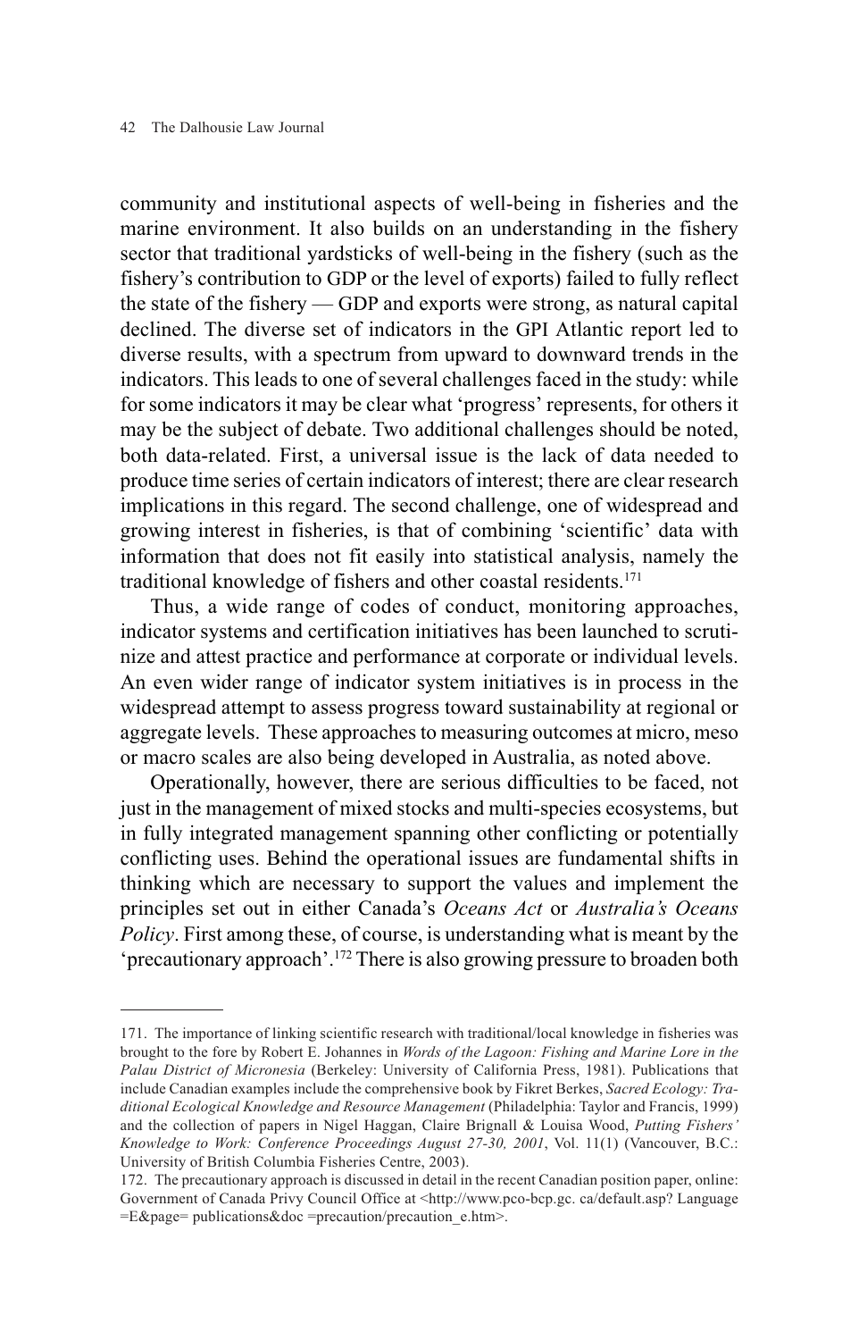community and institutional aspects of well-being in fisheries and the marine environment. It also builds on an understanding in the fishery sector that traditional yardsticks of well-being in the fishery (such as the fishery's contribution to GDP or the level of exports) failed to fully reflect the state of the fishery — GDP and exports were strong, as natural capital declined. The diverse set of indicators in the GPI Atlantic report led to diverse results, with a spectrum from upward to downward trends in the indicators. This leads to one of several challenges faced in the study: while for some indicators it may be clear what 'progress' represents, for others it may be the subject of debate. Two additional challenges should be noted, both data-related. First, a universal issue is the lack of data needed to produce time series of certain indicators of interest; there are clear research implications in this regard. The second challenge, one of widespread and growing interest in fisheries, is that of combining 'scientific' data with information that does not fit easily into statistical analysis, namely the traditional knowledge of fishers and other coastal residents.[171]

Thus, a wide range of codes of conduct, monitoring approaches, indicator systems and certification initiatives has been launched to scrutinize and attest practice and performance at corporate or individual levels. An even wider range of indicator system initiatives is in process in the widespread attempt to assess progress toward sustainability at regional or aggregate levels. These approaches to measuring outcomes at micro, meso or macro scales are also being developed in Australia, as noted above.

Operationally, however, there are serious difficulties to be faced, not just in the management of mixed stocks and multi-species ecosystems, but in fully integrated management spanning other conflicting or potentially conflicting uses. Behind the operational issues are fundamental shifts in thinking which are necessary to support the values and implement the principles set out in either Canada's *Oceans Act* or *Australia's Oceans Policy*. First among these, of course, is understanding what is meant by the 'precautionary approach'.[172] There is also growing pressure to broaden both

---

171. The importance of linking scientific research with traditional/local knowledge in fisheries was brought to the fore by Robert E. Johannes in *Words of the Lagoon: Fishing and Marine Lore in the Palau District of Micronesia* (Berkeley: University of California Press, 1981). Publications that include Canadian examples include the comprehensive book by Fikret Berkes, *Sacred Ecology: Traditional Ecological Knowledge and Resource Management* (Philadelphia: Taylor and Francis, 1999) and the collection of papers in Nigel Haggan, Claire Brignall & Louisa Wood, *Putting Fishers' Knowledge to Work: Conference Proceedings August 27-30, 2001*, Vol. 11(1) (Vancouver, B.C.: University of British Columbia Fisheries Centre, 2003).

172. The precautionary approach is discussed in detail in the recent Canadian position paper, online: Government of Canada Privy Council Office at <http://www.pco-bcp.gc. ca/default.asp? Language =E&page= publications&doc =precaution/precaution_e.htm>.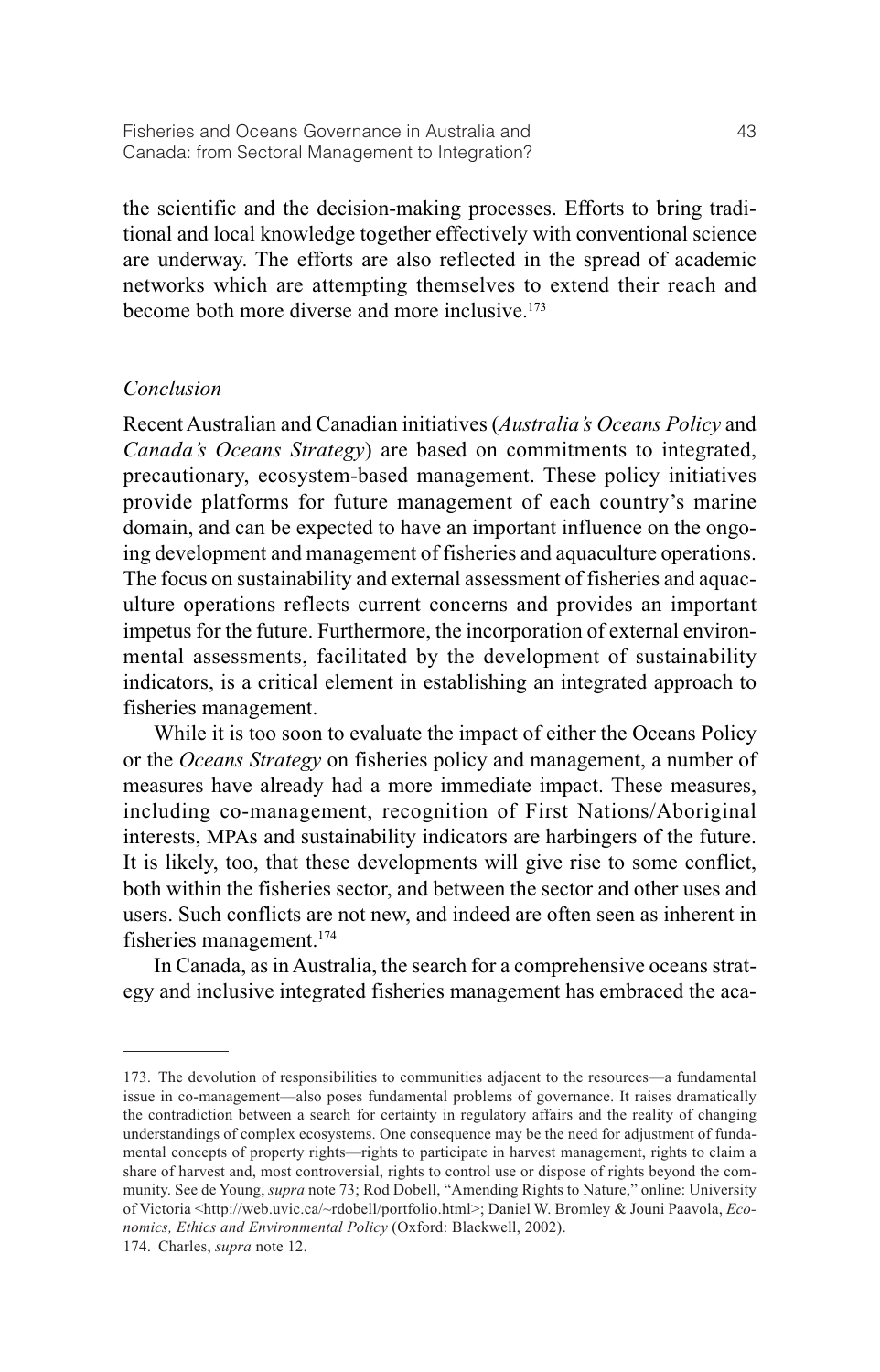the scientific and the decision-making processes. Efforts to bring traditional and local knowledge together effectively with conventional science are underway. The efforts are also reflected in the spread of academic networks which are attempting themselves to extend their reach and become both more diverse and more inclusive.[173]

*Conclusion*

Recent Australian and Canadian initiatives (*Australia's Oceans Policy* and *Canada's Oceans Strategy*) are based on commitments to integrated, precautionary, ecosystem-based management. These policy initiatives provide platforms for future management of each country's marine domain, and can be expected to have an important influence on the ongoing development and management of fisheries and aquaculture operations. The focus on sustainability and external assessment of fisheries and aquaculture operations reflects current concerns and provides an important impetus for the future. Furthermore, the incorporation of external environmental assessments, facilitated by the development of sustainability indicators, is a critical element in establishing an integrated approach to fisheries management.

While it is too soon to evaluate the impact of either the Oceans Policy or the *Oceans Strategy* on fisheries policy and management, a number of measures have already had a more immediate impact. These measures, including co-management, recognition of First Nations/Aboriginal interests, MPAs and sustainability indicators are harbingers of the future. It is likely, too, that these developments will give rise to some conflict, both within the fisheries sector, and between the sector and other uses and users. Such conflicts are not new, and indeed are often seen as inherent in fisheries management.[174]

In Canada, as in Australia, the search for a comprehensive oceans strategy and inclusive integrated fisheries management has embraced the aca-

---

173. The devolution of responsibilities to communities adjacent to the resources—a fundamental issue in co-management—also poses fundamental problems of governance. It raises dramatically the contradiction between a search for certainty in regulatory affairs and the reality of changing understandings of complex ecosystems. One consequence may be the need for adjustment of fundamental concepts of property rights—rights to participate in harvest management, rights to claim a share of harvest and, most controversial, rights to control use or dispose of rights beyond the community. See de Young, *supra* note 73; Rod Dobell, "Amending Rights to Nature," online: University of Victoria <http://web.uvic.ca/~rdobell/portfolio.html>; Daniel W. Bromley & Jouni Paavola, *Economics, Ethics and Environmental Policy* (Oxford: Blackwell, 2002).

174. Charles, *supra* note 12.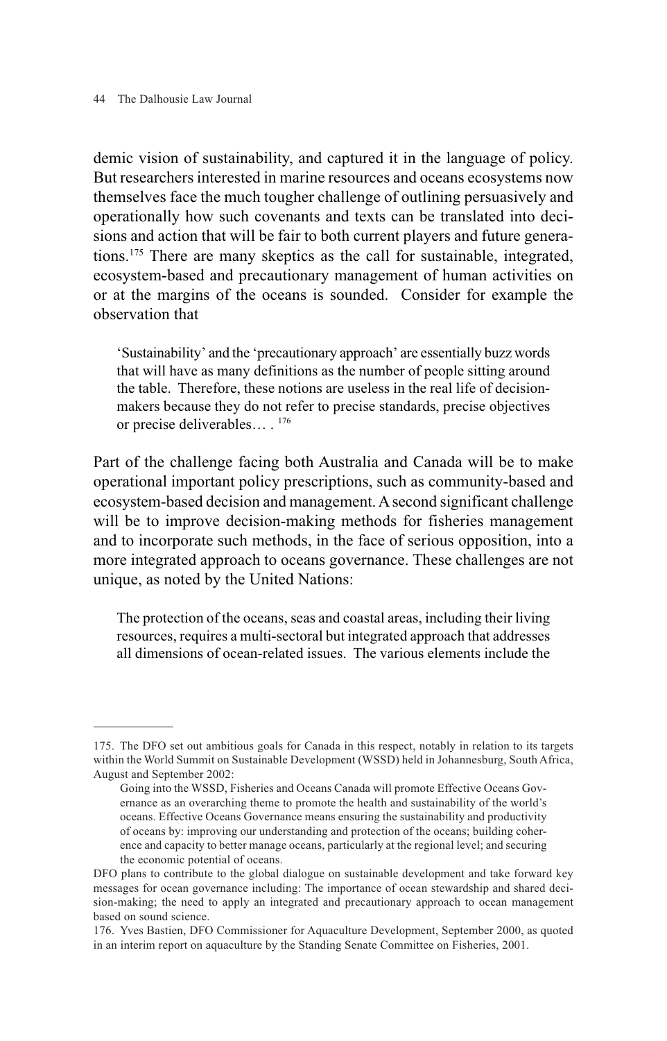demic vision of sustainability, and captured it in the language of policy. But researchers interested in marine resources and oceans ecosystems now themselves face the much tougher challenge of outlining persuasively and operationally how such covenants and texts can be translated into decisions and action that will be fair to both current players and future generations.[175] There are many skeptics as the call for sustainable, integrated, ecosystem-based and precautionary management of human activities on or at the margins of the oceans is sounded. Consider for example the observation that

> 'Sustainability' and the 'precautionary approach' are essentially buzz words that will have as many definitions as the number of people sitting around the table. Therefore, these notions are useless in the real life of decision-makers because they do not refer to precise standards, precise objectives or precise deliverables… .[176]

Part of the challenge facing both Australia and Canada will be to make operational important policy prescriptions, such as community-based and ecosystem-based decision and management. A second significant challenge will be to improve decision-making methods for fisheries management and to incorporate such methods, in the face of serious opposition, into a more integrated approach to oceans governance. These challenges are not unique, as noted by the United Nations:

> The protection of the oceans, seas and coastal areas, including their living resources, requires a multi-sectoral but integrated approach that addresses all dimensions of ocean-related issues. The various elements include the

---

175. The DFO set out ambitious goals for Canada in this respect, notably in relation to its targets within the World Summit on Sustainable Development (WSSD) held in Johannesburg, South Africa, August and September 2002:

> Going into the WSSD, Fisheries and Oceans Canada will promote Effective Oceans Governance as an overarching theme to promote the health and sustainability of the world's oceans. Effective Oceans Governance means ensuring the sustainability and productivity of oceans by: improving our understanding and protection of the oceans; building coherence and capacity to better manage oceans, particularly at the regional level; and securing the economic potential of oceans.

DFO plans to contribute to the global dialogue on sustainable development and take forward key messages for ocean governance including: The importance of ocean stewardship and shared decision-making; the need to apply an integrated and precautionary approach to ocean management based on sound science.

176. Yves Bastien, DFO Commissioner for Aquaculture Development, September 2000, as quoted in an interim report on aquaculture by the Standing Senate Committee on Fisheries, 2001.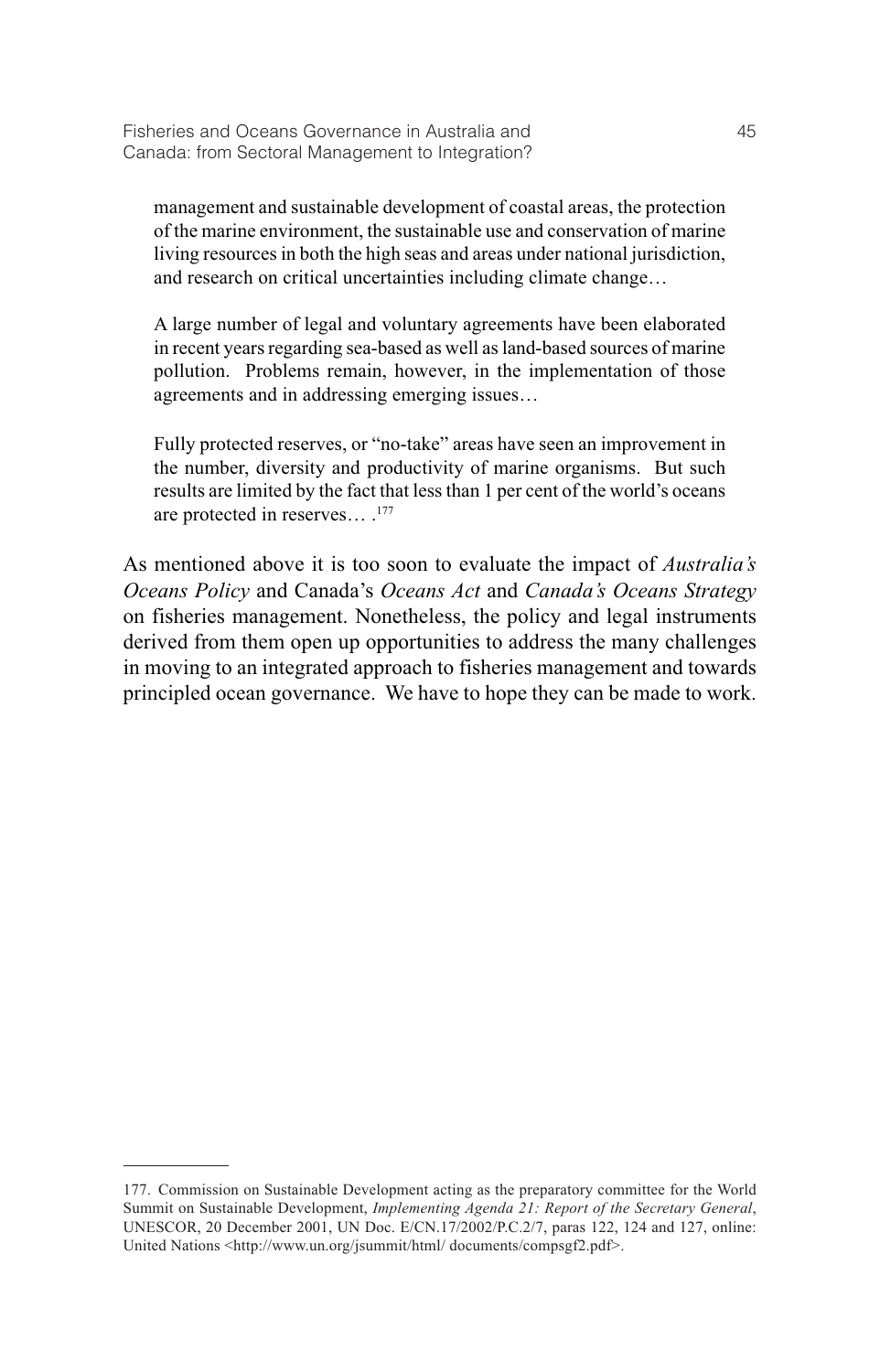> management and sustainable development of coastal areas, the protection of the marine environment, the sustainable use and conservation of marine living resources in both the high seas and areas under national jurisdiction, and research on critical uncertainties including climate change…
>
> A large number of legal and voluntary agreements have been elaborated in recent years regarding sea-based as well as land-based sources of marine pollution. Problems remain, however, in the implementation of those agreements and in addressing emerging issues…
>
> Fully protected reserves, or "no-take" areas have seen an improvement in the number, diversity and productivity of marine organisms. But such results are limited by the fact that less than 1 per cent of the world's oceans are protected in reserves… .[177]

As mentioned above it is too soon to evaluate the impact of *Australia's Oceans Policy* and Canada's *Oceans Act* and *Canada's Oceans Strategy* on fisheries management. Nonetheless, the policy and legal instruments derived from them open up opportunities to address the many challenges in moving to an integrated approach to fisheries management and towards principled ocean governance. We have to hope they can be made to work.

---

177. Commission on Sustainable Development acting as the preparatory committee for the World Summit on Sustainable Development, *Implementing Agenda 21: Report of the Secretary General*, UNESCOR, 20 December 2001, UN Doc. E/CN.17/2002/P.C.2/7, paras 122, 124 and 127, online: United Nations <http://www.un.org/jsummit/html/ documents/compsgf2.pdf>.